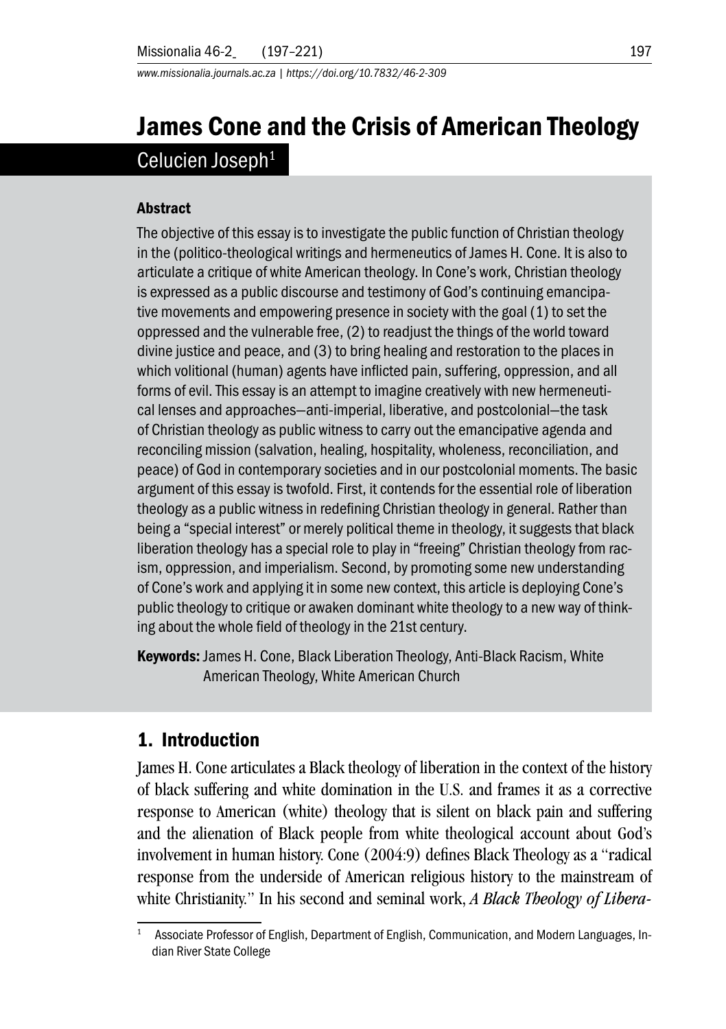# James Cone and the Crisis of American Theology

Celucien Joseph[1]

### Abstract

The objective of this essay is to investigate the public function of Christian theology in the (politico-theological writings and hermeneutics of James H. Cone. It is also to articulate a critique of white American theology. In Cone's work, Christian theology is expressed as a public discourse and testimony of God's continuing emancipative movements and empowering presence in society with the goal (1) to set the oppressed and the vulnerable free, (2) to readjust the things of the world toward divine justice and peace, and (3) to bring healing and restoration to the places in which volitional (human) agents have inflicted pain, suffering, oppression, and all forms of evil. This essay is an attempt to imagine creatively with new hermeneutical lenses and approaches—anti-imperial, liberative, and postcolonial—the task of Christian theology as public witness to carry out the emancipative agenda and reconciling mission (salvation, healing, hospitality, wholeness, reconciliation, and peace) of God in contemporary societies and in our postcolonial moments. The basic argument of this essay is twofold. First, it contends for the essential role of liberation theology as a public witness in redefining Christian theology in general. Rather than being a "special interest" or merely political theme in theology, it suggests that black liberation theology has a special role to play in "freeing" Christian theology from racism, oppression, and imperialism. Second, by promoting some new understanding of Cone's work and applying it in some new context, this article is deploying Cone's public theology to critique or awaken dominant white theology to a new way of thinking about the whole field of theology in the 21st century.

**Keywords:** James H. Cone, Black Liberation Theology, Anti-Black Racism, White American Theology, White American Church

## 1. Introduction

James H. Cone articulates a Black theology of liberation in the context of the history of black suffering and white domination in the U.S. and frames it as a corrective response to American (white) theology that is silent on black pain and suffering and the alienation of Black people from white theological account about God's involvement in human history. Cone (2004:9) defines Black Theology as a "radical response from the underside of American religious history to the mainstream of white Christianity." In his second and seminal work, *A Black Theology of Libera-*

[1] Associate Professor of English, Department of English, Communication, and Modern Languages, Indian River State College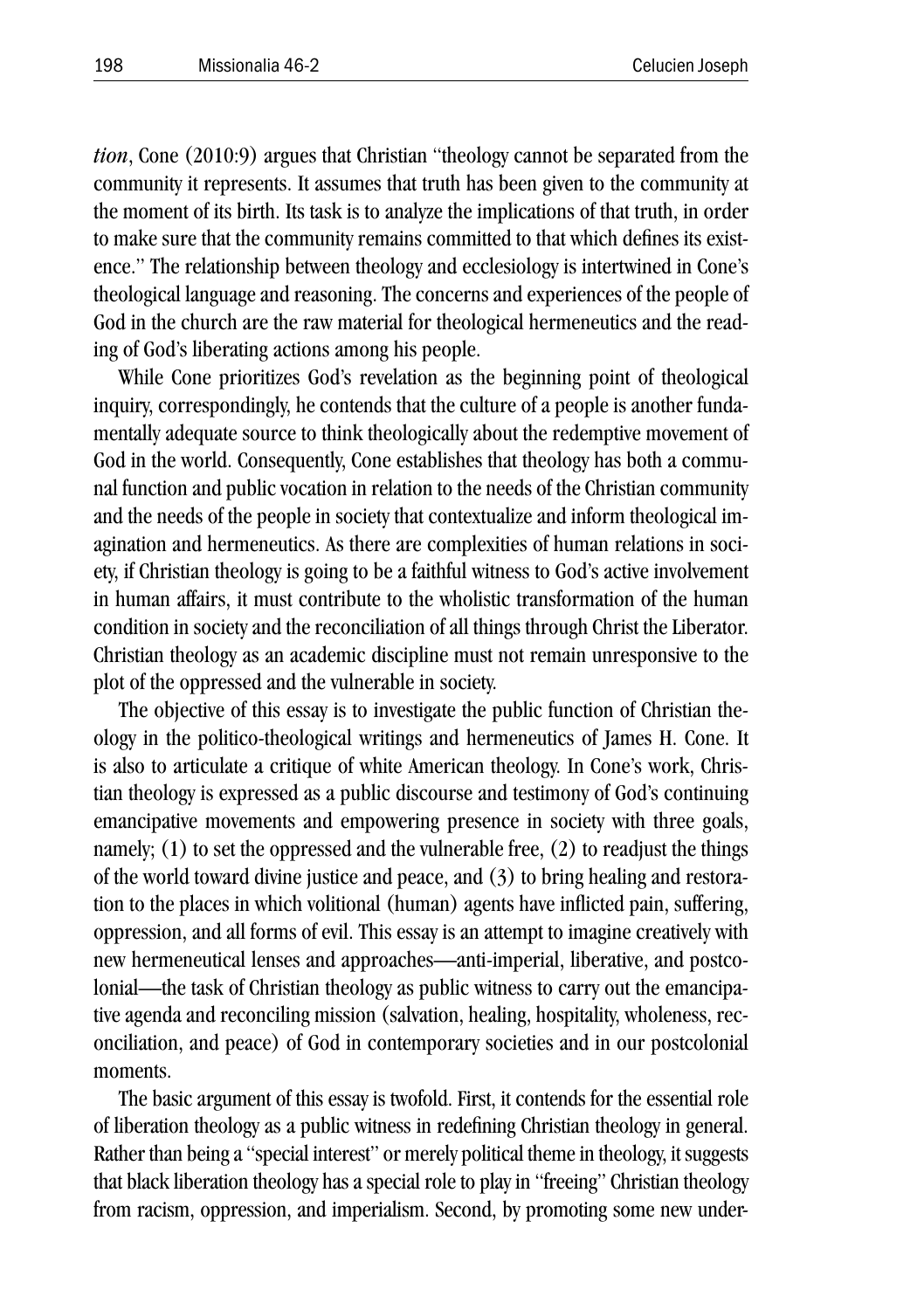*tion*, Cone (2010:9) argues that Christian "theology cannot be separated from the community it represents. It assumes that truth has been given to the community at the moment of its birth. Its task is to analyze the implications of that truth, in order to make sure that the community remains committed to that which defines its existence." The relationship between theology and ecclesiology is intertwined in Cone's theological language and reasoning. The concerns and experiences of the people of God in the church are the raw material for theological hermeneutics and the reading of God's liberating actions among his people.

While Cone prioritizes God's revelation as the beginning point of theological inquiry, correspondingly, he contends that the culture of a people is another fundamentally adequate source to think theologically about the redemptive movement of God in the world. Consequently, Cone establishes that theology has both a communal function and public vocation in relation to the needs of the Christian community and the needs of the people in society that contextualize and inform theological imagination and hermeneutics. As there are complexities of human relations in society, if Christian theology is going to be a faithful witness to God's active involvement in human affairs, it must contribute to the wholistic transformation of the human condition in society and the reconciliation of all things through Christ the Liberator. Christian theology as an academic discipline must not remain unresponsive to the plot of the oppressed and the vulnerable in society.

The objective of this essay is to investigate the public function of Christian theology in the politico-theological writings and hermeneutics of James H. Cone. It is also to articulate a critique of white American theology. In Cone's work, Christian theology is expressed as a public discourse and testimony of God's continuing emancipative movements and empowering presence in society with three goals, namely; (1) to set the oppressed and the vulnerable free, (2) to readjust the things of the world toward divine justice and peace, and (3) to bring healing and restoration to the places in which volitional (human) agents have inflicted pain, suffering, oppression, and all forms of evil. This essay is an attempt to imagine creatively with new hermeneutical lenses and approaches—anti-imperial, liberative, and postcolonial—the task of Christian theology as public witness to carry out the emancipative agenda and reconciling mission (salvation, healing, hospitality, wholeness, reconciliation, and peace) of God in contemporary societies and in our postcolonial moments.

The basic argument of this essay is twofold. First, it contends for the essential role of liberation theology as a public witness in redefining Christian theology in general. Rather than being a "special interest" or merely political theme in theology, it suggests that black liberation theology has a special role to play in "freeing" Christian theology from racism, oppression, and imperialism. Second, by promoting some new under-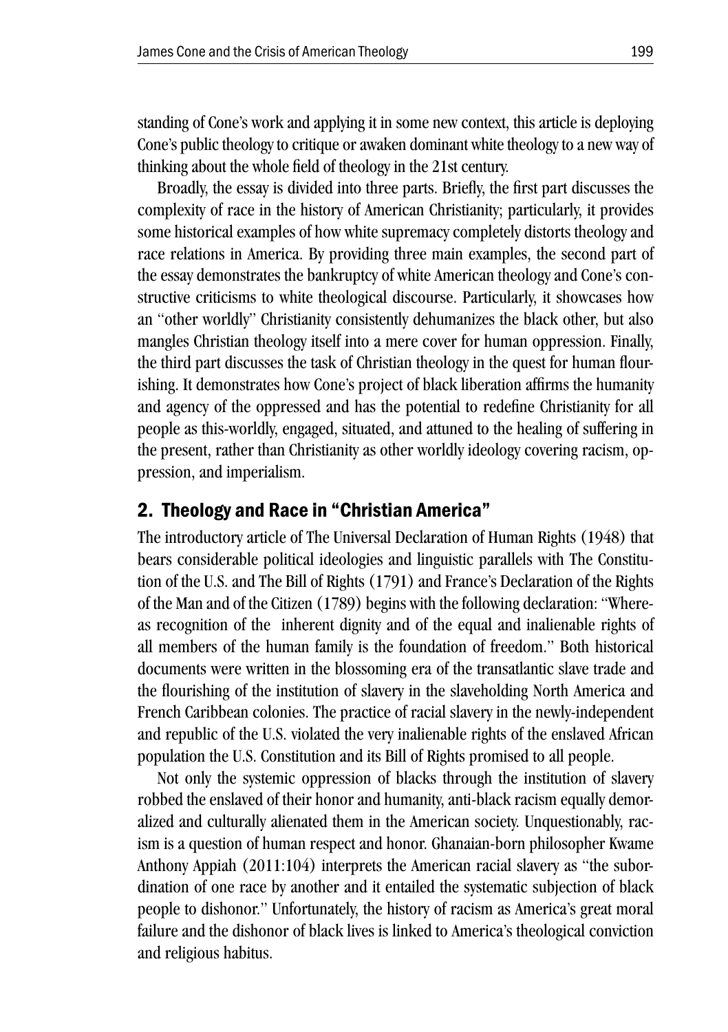standing of Cone's work and applying it in some new context, this article is deploying Cone's public theology to critique or awaken dominant white theology to a new way of thinking about the whole field of theology in the 21st century.

Broadly, the essay is divided into three parts. Briefly, the first part discusses the complexity of race in the history of American Christianity; particularly, it provides some historical examples of how white supremacy completely distorts theology and race relations in America. By providing three main examples, the second part of the essay demonstrates the bankruptcy of white American theology and Cone's constructive criticisms to white theological discourse. Particularly, it showcases how an "other worldly" Christianity consistently dehumanizes the black other, but also mangles Christian theology itself into a mere cover for human oppression. Finally, the third part discusses the task of Christian theology in the quest for human flourishing. It demonstrates how Cone's project of black liberation affirms the humanity and agency of the oppressed and has the potential to redefine Christianity for all people as this-worldly, engaged, situated, and attuned to the healing of suffering in the present, rather than Christianity as other worldly ideology covering racism, oppression, and imperialism.

## 2. Theology and Race in "Christian America"

The introductory article of The Universal Declaration of Human Rights (1948) that bears considerable political ideologies and linguistic parallels with The Constitution of the U.S. and The Bill of Rights (1791) and France's Declaration of the Rights of the Man and of the Citizen (1789) begins with the following declaration: "Whereas recognition of the inherent dignity and of the equal and inalienable rights of all members of the human family is the foundation of freedom." Both historical documents were written in the blossoming era of the transatlantic slave trade and the flourishing of the institution of slavery in the slaveholding North America and French Caribbean colonies. The practice of racial slavery in the newly-independent and republic of the U.S. violated the very inalienable rights of the enslaved African population the U.S. Constitution and its Bill of Rights promised to all people.

Not only the systemic oppression of blacks through the institution of slavery robbed the enslaved of their honor and humanity, anti-black racism equally demoralized and culturally alienated them in the American society. Unquestionably, racism is a question of human respect and honor. Ghanaian-born philosopher Kwame Anthony Appiah (2011:104) interprets the American racial slavery as "the subordination of one race by another and it entailed the systematic subjection of black people to dishonor." Unfortunately, the history of racism as America's great moral failure and the dishonor of black lives is linked to America's theological conviction and religious habitus.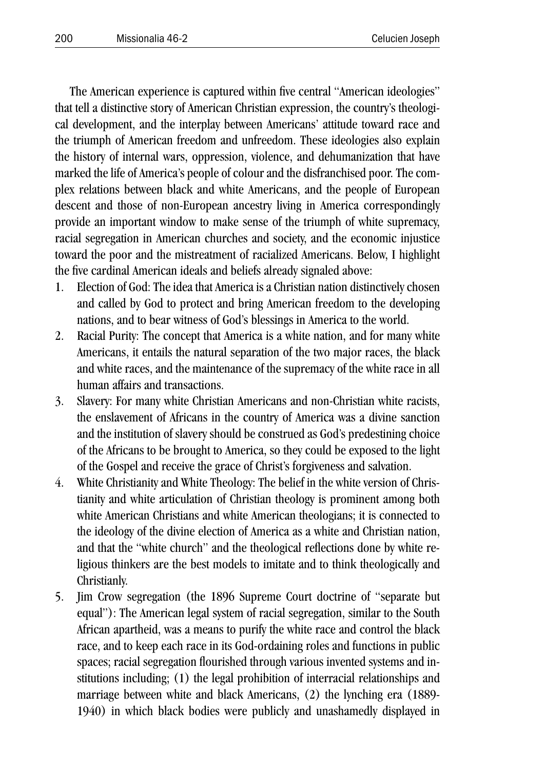The American experience is captured within five central "American ideologies" that tell a distinctive story of American Christian expression, the country's theological development, and the interplay between Americans' attitude toward race and the triumph of American freedom and unfreedom. These ideologies also explain the history of internal wars, oppression, violence, and dehumanization that have marked the life of America's people of colour and the disfranchised poor. The complex relations between black and white Americans, and the people of European descent and those of non-European ancestry living in America correspondingly provide an important window to make sense of the triumph of white supremacy, racial segregation in American churches and society, and the economic injustice toward the poor and the mistreatment of racialized Americans. Below, I highlight the five cardinal American ideals and beliefs already signaled above:

1. Election of God: The idea that America is a Christian nation distinctively chosen and called by God to protect and bring American freedom to the developing nations, and to bear witness of God's blessings in America to the world.
2. Racial Purity: The concept that America is a white nation, and for many white Americans, it entails the natural separation of the two major races, the black and white races, and the maintenance of the supremacy of the white race in all human affairs and transactions.
3. Slavery: For many white Christian Americans and non-Christian white racists, the enslavement of Africans in the country of America was a divine sanction and the institution of slavery should be construed as God's predestining choice of the Africans to be brought to America, so they could be exposed to the light of the Gospel and receive the grace of Christ's forgiveness and salvation.
4. White Christianity and White Theology: The belief in the white version of Christianity and white articulation of Christian theology is prominent among both white American Christians and white American theologians; it is connected to the ideology of the divine election of America as a white and Christian nation, and that the "white church" and the theological reflections done by white religious thinkers are the best models to imitate and to think theologically and Christianly.
5. Jim Crow segregation (the 1896 Supreme Court doctrine of "separate but equal"): The American legal system of racial segregation, similar to the South African apartheid, was a means to purify the white race and control the black race, and to keep each race in its God-ordaining roles and functions in public spaces; racial segregation flourished through various invented systems and institutions including; (1) the legal prohibition of interracial relationships and marriage between white and black Americans, (2) the lynching era (1889-1940) in which black bodies were publicly and unashamedly displayed in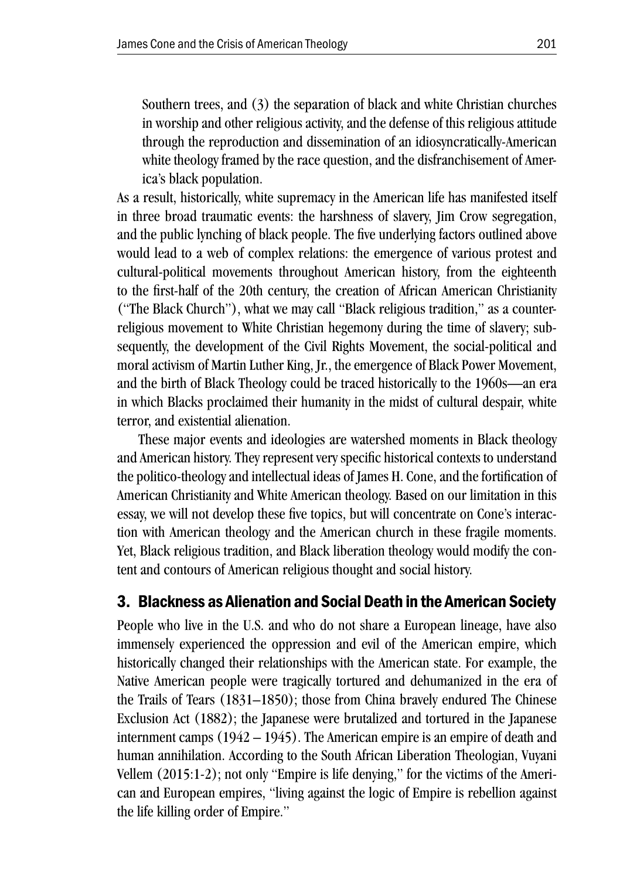Southern trees, and (3) the separation of black and white Christian churches in worship and other religious activity, and the defense of this religious attitude through the reproduction and dissemination of an idiosyncratically-American white theology framed by the race question, and the disfranchisement of America's black population.

As a result, historically, white supremacy in the American life has manifested itself in three broad traumatic events: the harshness of slavery, Jim Crow segregation, and the public lynching of black people. The five underlying factors outlined above would lead to a web of complex relations: the emergence of various protest and cultural-political movements throughout American history, from the eighteenth to the first-half of the 20th century, the creation of African American Christianity ("The Black Church"), what we may call "Black religious tradition," as a counter-religious movement to White Christian hegemony during the time of slavery; subsequently, the development of the Civil Rights Movement, the social-political and moral activism of Martin Luther King, Jr., the emergence of Black Power Movement, and the birth of Black Theology could be traced historically to the 1960s—an era in which Blacks proclaimed their humanity in the midst of cultural despair, white terror, and existential alienation.

These major events and ideologies are watershed moments in Black theology and American history. They represent very specific historical contexts to understand the politico-theology and intellectual ideas of James H. Cone, and the fortification of American Christianity and White American theology. Based on our limitation in this essay, we will not develop these five topics, but will concentrate on Cone's interaction with American theology and the American church in these fragile moments. Yet, Black religious tradition, and Black liberation theology would modify the content and contours of American religious thought and social history.

## 3. Blackness as Alienation and Social Death in the American Society

People who live in the U.S. and who do not share a European lineage, have also immensely experienced the oppression and evil of the American empire, which historically changed their relationships with the American state. For example, the Native American people were tragically tortured and dehumanized in the era of the Trails of Tears (1831–1850); those from China bravely endured The Chinese Exclusion Act (1882); the Japanese were brutalized and tortured in the Japanese internment camps (1942 – 1945). The American empire is an empire of death and human annihilation. According to the South African Liberation Theologian, Vuyani Vellem (2015:1-2); not only "Empire is life denying," for the victims of the American and European empires, "living against the logic of Empire is rebellion against the life killing order of Empire."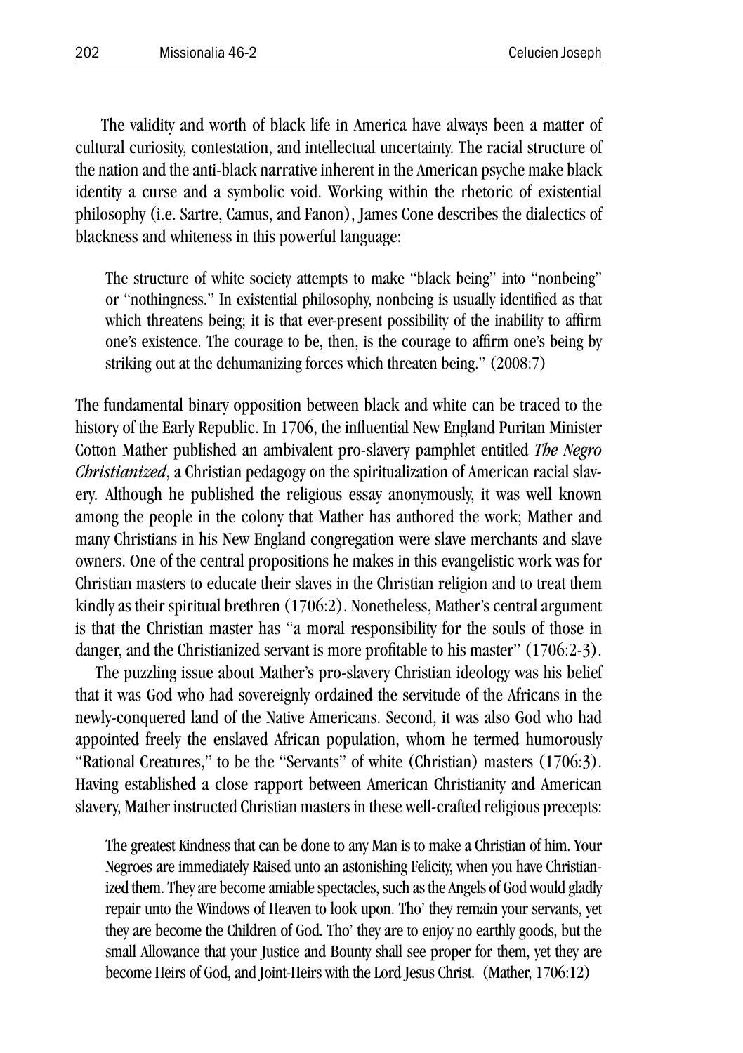The validity and worth of black life in America have always been a matter of cultural curiosity, contestation, and intellectual uncertainty. The racial structure of the nation and the anti-black narrative inherent in the American psyche make black identity a curse and a symbolic void. Working within the rhetoric of existential philosophy (i.e. Sartre, Camus, and Fanon), James Cone describes the dialectics of blackness and whiteness in this powerful language:

> The structure of white society attempts to make "black being" into "nonbeing" or "nothingness." In existential philosophy, nonbeing is usually identified as that which threatens being; it is that ever-present possibility of the inability to affirm one's existence. The courage to be, then, is the courage to affirm one's being by striking out at the dehumanizing forces which threaten being." (2008:7)

The fundamental binary opposition between black and white can be traced to the history of the Early Republic. In 1706, the influential New England Puritan Minister Cotton Mather published an ambivalent pro-slavery pamphlet entitled *The Negro Christianized*, a Christian pedagogy on the spiritualization of American racial slavery. Although he published the religious essay anonymously, it was well known among the people in the colony that Mather has authored the work; Mather and many Christians in his New England congregation were slave merchants and slave owners. One of the central propositions he makes in this evangelistic work was for Christian masters to educate their slaves in the Christian religion and to treat them kindly as their spiritual brethren (1706:2). Nonetheless, Mather's central argument is that the Christian master has "a moral responsibility for the souls of those in danger, and the Christianized servant is more profitable to his master" (1706:2-3).

The puzzling issue about Mather's pro-slavery Christian ideology was his belief that it was God who had sovereignly ordained the servitude of the Africans in the newly-conquered land of the Native Americans. Second, it was also God who had appointed freely the enslaved African population, whom he termed humorously "Rational Creatures," to be the "Servants" of white (Christian) masters (1706:3). Having established a close rapport between American Christianity and American slavery, Mather instructed Christian masters in these well-crafted religious precepts:

> The greatest Kindness that can be done to any Man is to make a Christian of him. Your Negroes are immediately Raised unto an astonishing Felicity, when you have Christianized them. They are become amiable spectacles, such as the Angels of God would gladly repair unto the Windows of Heaven to look upon. Tho' they remain your servants, yet they are become the Children of God. Tho' they are to enjoy no earthly goods, but the small Allowance that your Justice and Bounty shall see proper for them, yet they are become Heirs of God, and Joint-Heirs with the Lord Jesus Christ. (Mather, 1706:12)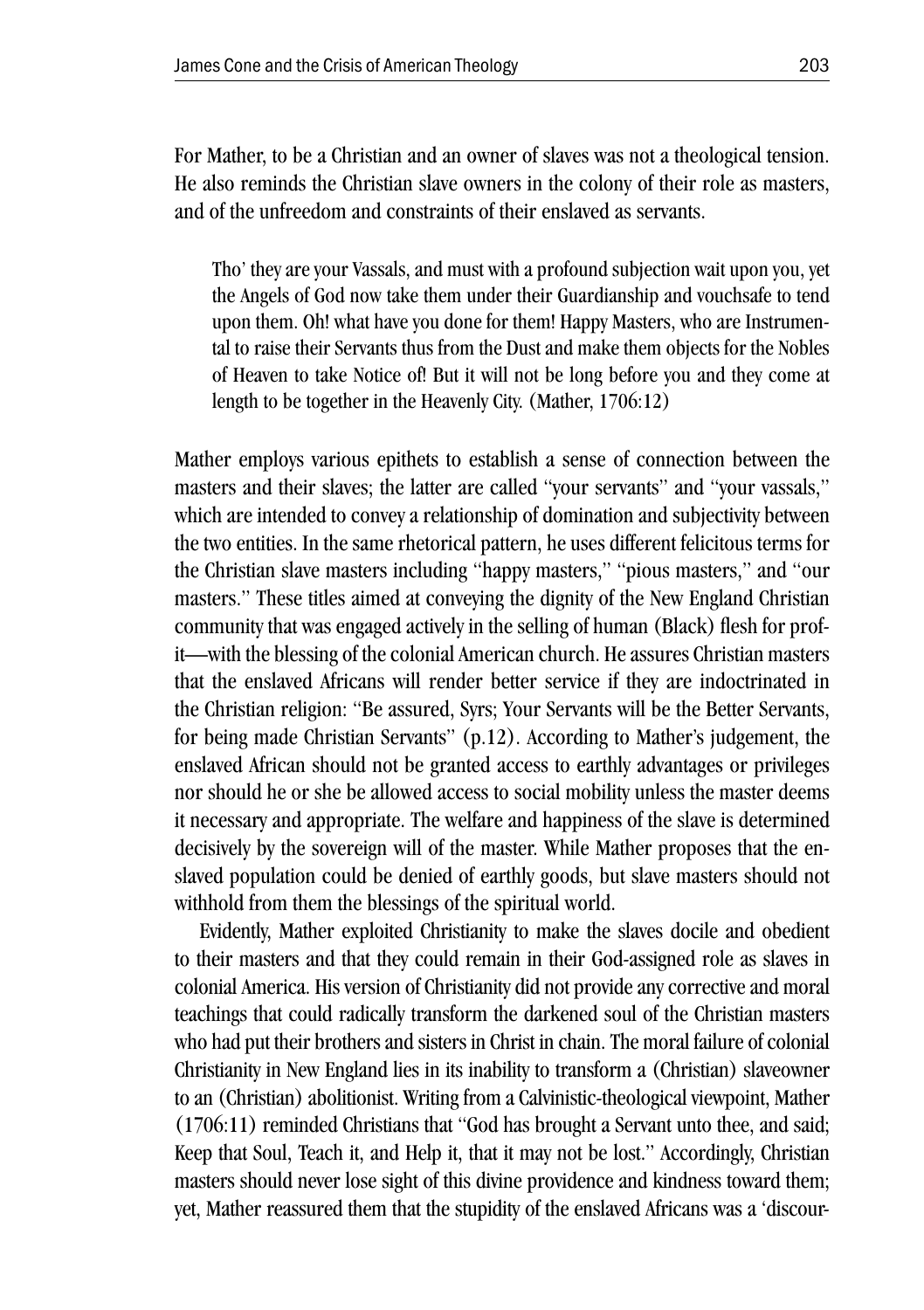For Mather, to be a Christian and an owner of slaves was not a theological tension. He also reminds the Christian slave owners in the colony of their role as masters, and of the unfreedom and constraints of their enslaved as servants.

> Tho' they are your Vassals, and must with a profound subjection wait upon you, yet the Angels of God now take them under their Guardianship and vouchsafe to tend upon them. Oh! what have you done for them! Happy Masters, who are Instrumental to raise their Servants thus from the Dust and make them objects for the Nobles of Heaven to take Notice of! But it will not be long before you and they come at length to be together in the Heavenly City. (Mather, 1706:12)

Mather employs various epithets to establish a sense of connection between the masters and their slaves; the latter are called "your servants" and "your vassals," which are intended to convey a relationship of domination and subjectivity between the two entities. In the same rhetorical pattern, he uses different felicitous terms for the Christian slave masters including "happy masters," "pious masters," and "our masters." These titles aimed at conveying the dignity of the New England Christian community that was engaged actively in the selling of human (Black) flesh for profit—with the blessing of the colonial American church. He assures Christian masters that the enslaved Africans will render better service if they are indoctrinated in the Christian religion: "Be assured, Syrs; Your Servants will be the Better Servants, for being made Christian Servants" (p.12). According to Mather's judgement, the enslaved African should not be granted access to earthly advantages or privileges nor should he or she be allowed access to social mobility unless the master deems it necessary and appropriate. The welfare and happiness of the slave is determined decisively by the sovereign will of the master. While Mather proposes that the enslaved population could be denied of earthly goods, but slave masters should not withhold from them the blessings of the spiritual world.

Evidently, Mather exploited Christianity to make the slaves docile and obedient to their masters and that they could remain in their God-assigned role as slaves in colonial America. His version of Christianity did not provide any corrective and moral teachings that could radically transform the darkened soul of the Christian masters who had put their brothers and sisters in Christ in chain. The moral failure of colonial Christianity in New England lies in its inability to transform a (Christian) slaveowner to an (Christian) abolitionist. Writing from a Calvinistic-theological viewpoint, Mather (1706:11) reminded Christians that "God has brought a Servant unto thee, and said; Keep that Soul, Teach it, and Help it, that it may not be lost." Accordingly, Christian masters should never lose sight of this divine providence and kindness toward them; yet, Mather reassured them that the stupidity of the enslaved Africans was a 'discour-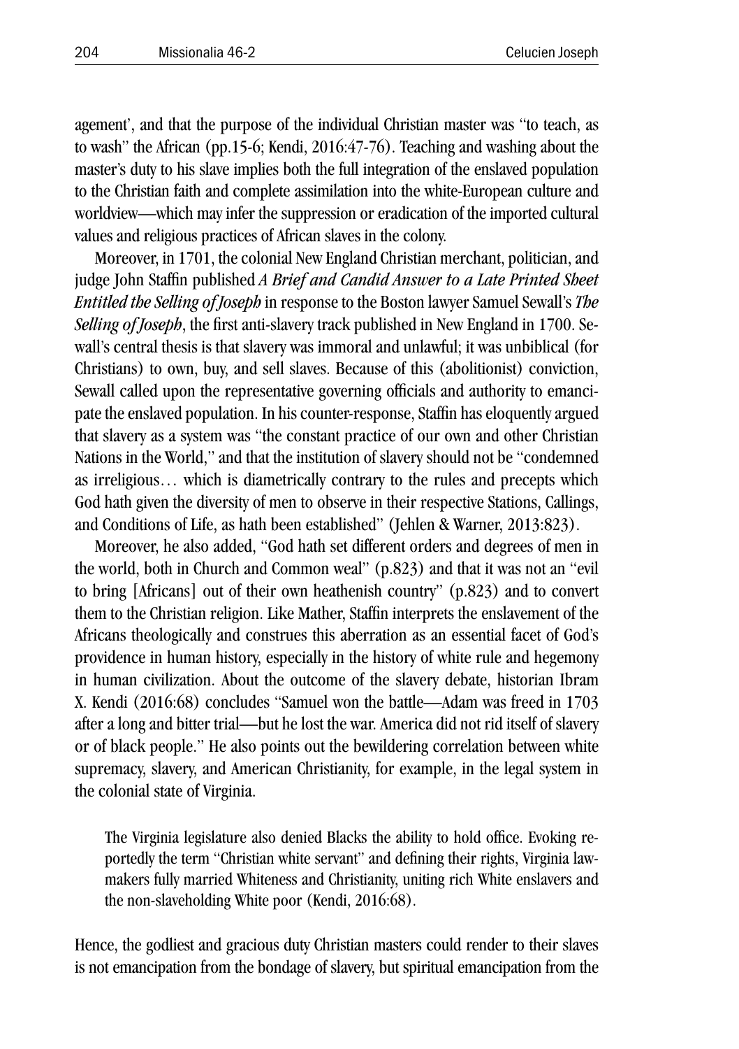agement', and that the purpose of the individual Christian master was "to teach, as to wash" the African (pp.15-6; Kendi, 2016:47-76). Teaching and washing about the master's duty to his slave implies both the full integration of the enslaved population to the Christian faith and complete assimilation into the white-European culture and worldview—which may infer the suppression or eradication of the imported cultural values and religious practices of African slaves in the colony.

Moreover, in 1701, the colonial New England Christian merchant, politician, and judge John Staffin published *A Brief and Candid Answer to a Late Printed Sheet Entitled the Selling of Joseph* in response to the Boston lawyer Samuel Sewall's *The Selling of Joseph*, the first anti-slavery track published in New England in 1700. Sewall's central thesis is that slavery was immoral and unlawful; it was unbiblical (for Christians) to own, buy, and sell slaves. Because of this (abolitionist) conviction, Sewall called upon the representative governing officials and authority to emancipate the enslaved population. In his counter-response, Staffin has eloquently argued that slavery as a system was "the constant practice of our own and other Christian Nations in the World," and that the institution of slavery should not be "condemned as irreligious… which is diametrically contrary to the rules and precepts which God hath given the diversity of men to observe in their respective Stations, Callings, and Conditions of Life, as hath been established" (Jehlen & Warner, 2013:823).

Moreover, he also added, "God hath set different orders and degrees of men in the world, both in Church and Common weal" (p.823) and that it was not an "evil to bring [Africans] out of their own heathenish country" (p.823) and to convert them to the Christian religion. Like Mather, Staffin interprets the enslavement of the Africans theologically and construes this aberration as an essential facet of God's providence in human history, especially in the history of white rule and hegemony in human civilization. About the outcome of the slavery debate, historian Ibram X. Kendi (2016:68) concludes "Samuel won the battle—Adam was freed in 1703 after a long and bitter trial—but he lost the war. America did not rid itself of slavery or of black people." He also points out the bewildering correlation between white supremacy, slavery, and American Christianity, for example, in the legal system in the colonial state of Virginia.

> The Virginia legislature also denied Blacks the ability to hold office. Evoking reportedly the term "Christian white servant" and defining their rights, Virginia lawmakers fully married Whiteness and Christianity, uniting rich White enslavers and the non-slaveholding White poor (Kendi, 2016:68).

Hence, the godliest and gracious duty Christian masters could render to their slaves is not emancipation from the bondage of slavery, but spiritual emancipation from the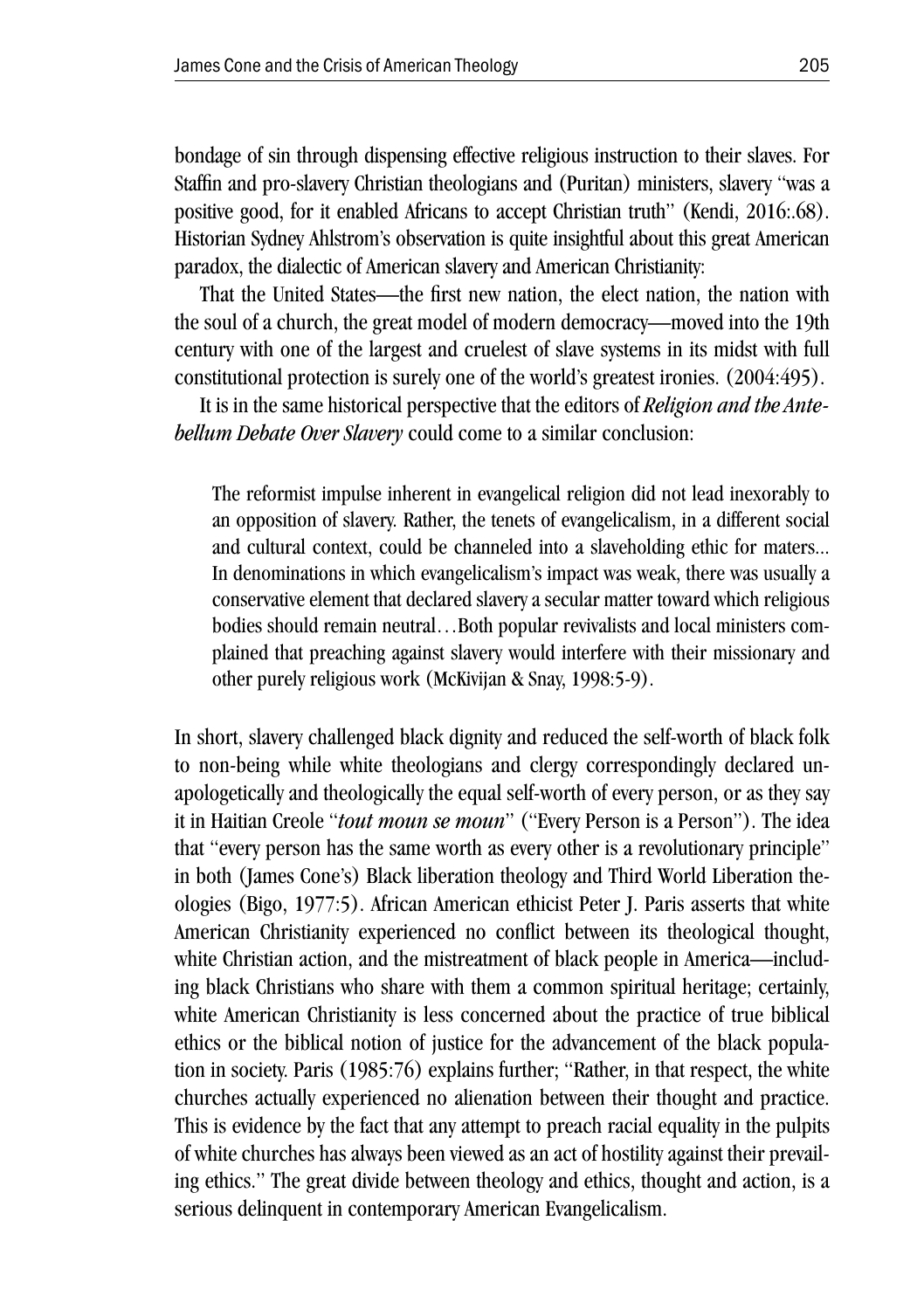bondage of sin through dispensing effective religious instruction to their slaves. For Staffin and pro-slavery Christian theologians and (Puritan) ministers, slavery "was a positive good, for it enabled Africans to accept Christian truth" (Kendi, 2016:.68). Historian Sydney Ahlstrom's observation is quite insightful about this great American paradox, the dialectic of American slavery and American Christianity:

That the United States—the first new nation, the elect nation, the nation with the soul of a church, the great model of modern democracy—moved into the 19th century with one of the largest and cruelest of slave systems in its midst with full constitutional protection is surely one of the world's greatest ironies. (2004:495).

It is in the same historical perspective that the editors of *Religion and the Antebellum Debate Over Slavery* could come to a similar conclusion:

> The reformist impulse inherent in evangelical religion did not lead inexorably to an opposition of slavery. Rather, the tenets of evangelicalism, in a different social and cultural context, could be channeled into a slaveholding ethic for maters... In denominations in which evangelicalism's impact was weak, there was usually a conservative element that declared slavery a secular matter toward which religious bodies should remain neutral…Both popular revivalists and local ministers complained that preaching against slavery would interfere with their missionary and other purely religious work (McKivijan & Snay, 1998:5-9).

In short, slavery challenged black dignity and reduced the self-worth of black folk to non-being while white theologians and clergy correspondingly declared unapologetically and theologically the equal self-worth of every person, or as they say it in Haitian Creole "*tout moun se moun*" ("Every Person is a Person"). The idea that "every person has the same worth as every other is a revolutionary principle" in both (James Cone's) Black liberation theology and Third World Liberation theologies (Bigo, 1977:5). African American ethicist Peter J. Paris asserts that white American Christianity experienced no conflict between its theological thought, white Christian action, and the mistreatment of black people in America—including black Christians who share with them a common spiritual heritage; certainly, white American Christianity is less concerned about the practice of true biblical ethics or the biblical notion of justice for the advancement of the black population in society. Paris (1985:76) explains further; "Rather, in that respect, the white churches actually experienced no alienation between their thought and practice. This is evidence by the fact that any attempt to preach racial equality in the pulpits of white churches has always been viewed as an act of hostility against their prevailing ethics." The great divide between theology and ethics, thought and action, is a serious delinquent in contemporary American Evangelicalism.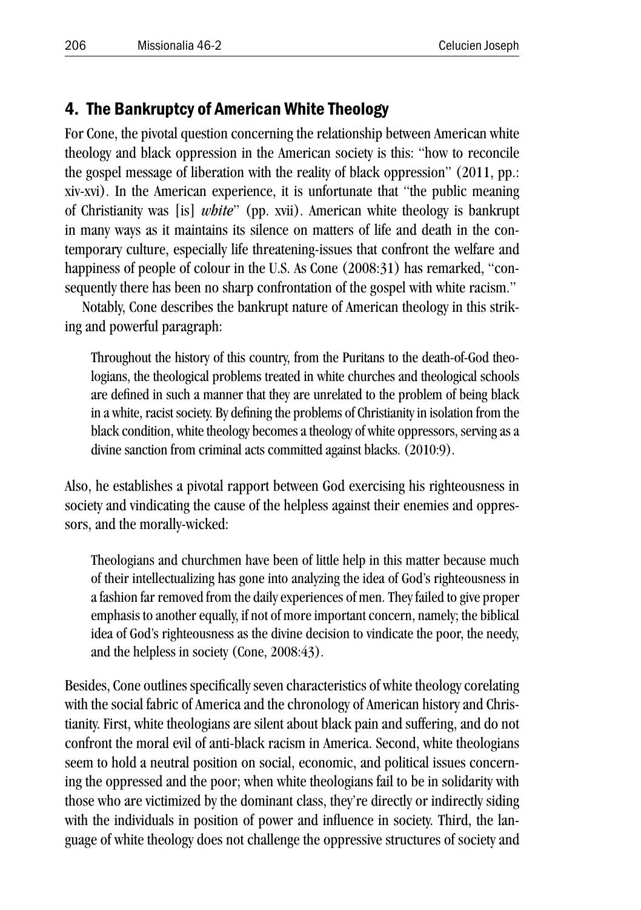## 4. The Bankruptcy of American White Theology

For Cone, the pivotal question concerning the relationship between American white theology and black oppression in the American society is this: "how to reconcile the gospel message of liberation with the reality of black oppression" (2011, pp.: xiv-xvi). In the American experience, it is unfortunate that "the public meaning of Christianity was [is] *white*" (pp. xvii). American white theology is bankrupt in many ways as it maintains its silence on matters of life and death in the contemporary culture, especially life threatening-issues that confront the welfare and happiness of people of colour in the U.S. As Cone (2008:31) has remarked, "consequently there has been no sharp confrontation of the gospel with white racism."

Notably, Cone describes the bankrupt nature of American theology in this striking and powerful paragraph:

> Throughout the history of this country, from the Puritans to the death-of-God theologians, the theological problems treated in white churches and theological schools are defined in such a manner that they are unrelated to the problem of being black in a white, racist society. By defining the problems of Christianity in isolation from the black condition, white theology becomes a theology of white oppressors, serving as a divine sanction from criminal acts committed against blacks. (2010:9).

Also, he establishes a pivotal rapport between God exercising his righteousness in society and vindicating the cause of the helpless against their enemies and oppressors, and the morally-wicked:

> Theologians and churchmen have been of little help in this matter because much of their intellectualizing has gone into analyzing the idea of God's righteousness in a fashion far removed from the daily experiences of men. They failed to give proper emphasis to another equally, if not of more important concern, namely; the biblical idea of God's righteousness as the divine decision to vindicate the poor, the needy, and the helpless in society (Cone, 2008:43).

Besides, Cone outlines specifically seven characteristics of white theology corelating with the social fabric of America and the chronology of American history and Christianity. First, white theologians are silent about black pain and suffering, and do not confront the moral evil of anti-black racism in America. Second, white theologians seem to hold a neutral position on social, economic, and political issues concerning the oppressed and the poor; when white theologians fail to be in solidarity with those who are victimized by the dominant class, they're directly or indirectly siding with the individuals in position of power and influence in society. Third, the language of white theology does not challenge the oppressive structures of society and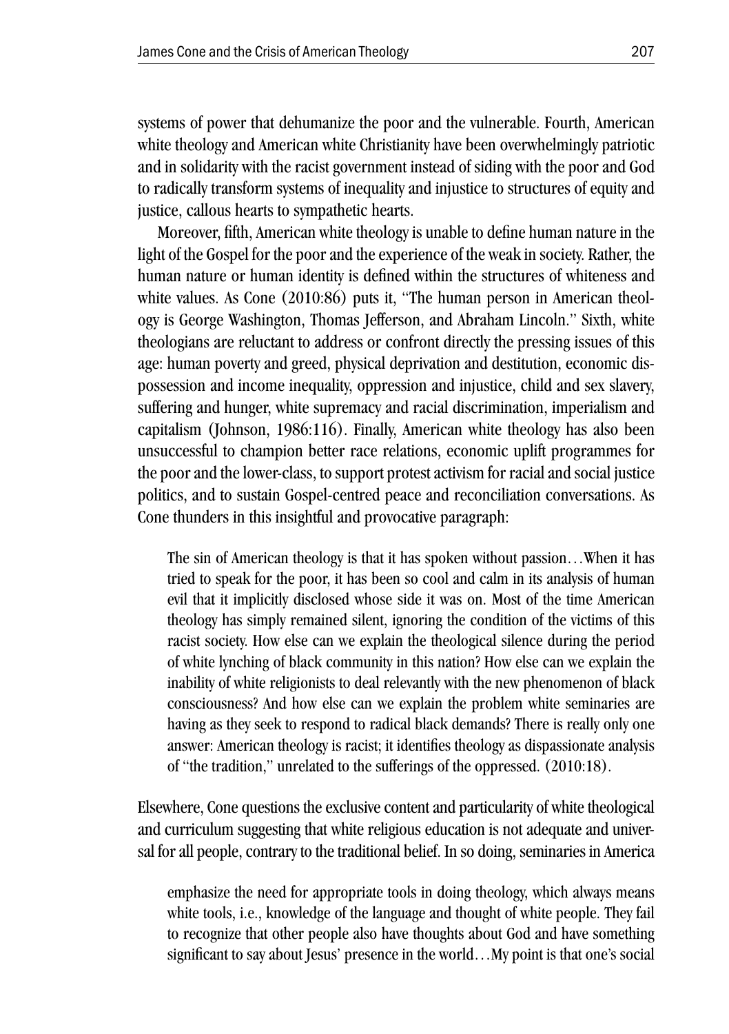systems of power that dehumanize the poor and the vulnerable. Fourth, American white theology and American white Christianity have been overwhelmingly patriotic and in solidarity with the racist government instead of siding with the poor and God to radically transform systems of inequality and injustice to structures of equity and justice, callous hearts to sympathetic hearts.

Moreover, fifth, American white theology is unable to define human nature in the light of the Gospel for the poor and the experience of the weak in society. Rather, the human nature or human identity is defined within the structures of whiteness and white values. As Cone (2010:86) puts it, "The human person in American theology is George Washington, Thomas Jefferson, and Abraham Lincoln." Sixth, white theologians are reluctant to address or confront directly the pressing issues of this age: human poverty and greed, physical deprivation and destitution, economic dispossession and income inequality, oppression and injustice, child and sex slavery, suffering and hunger, white supremacy and racial discrimination, imperialism and capitalism (Johnson, 1986:116). Finally, American white theology has also been unsuccessful to champion better race relations, economic uplift programmes for the poor and the lower-class, to support protest activism for racial and social justice politics, and to sustain Gospel-centred peace and reconciliation conversations. As Cone thunders in this insightful and provocative paragraph:

> The sin of American theology is that it has spoken without passion…When it has tried to speak for the poor, it has been so cool and calm in its analysis of human evil that it implicitly disclosed whose side it was on. Most of the time American theology has simply remained silent, ignoring the condition of the victims of this racist society. How else can we explain the theological silence during the period of white lynching of black community in this nation? How else can we explain the inability of white religionists to deal relevantly with the new phenomenon of black consciousness? And how else can we explain the problem white seminaries are having as they seek to respond to radical black demands? There is really only one answer: American theology is racist; it identifies theology as dispassionate analysis of "the tradition," unrelated to the sufferings of the oppressed. (2010:18).

Elsewhere, Cone questions the exclusive content and particularity of white theological and curriculum suggesting that white religious education is not adequate and universal for all people, contrary to the traditional belief. In so doing, seminaries in America

> emphasize the need for appropriate tools in doing theology, which always means white tools, i.e., knowledge of the language and thought of white people. They fail to recognize that other people also have thoughts about God and have something significant to say about Jesus' presence in the world…My point is that one's social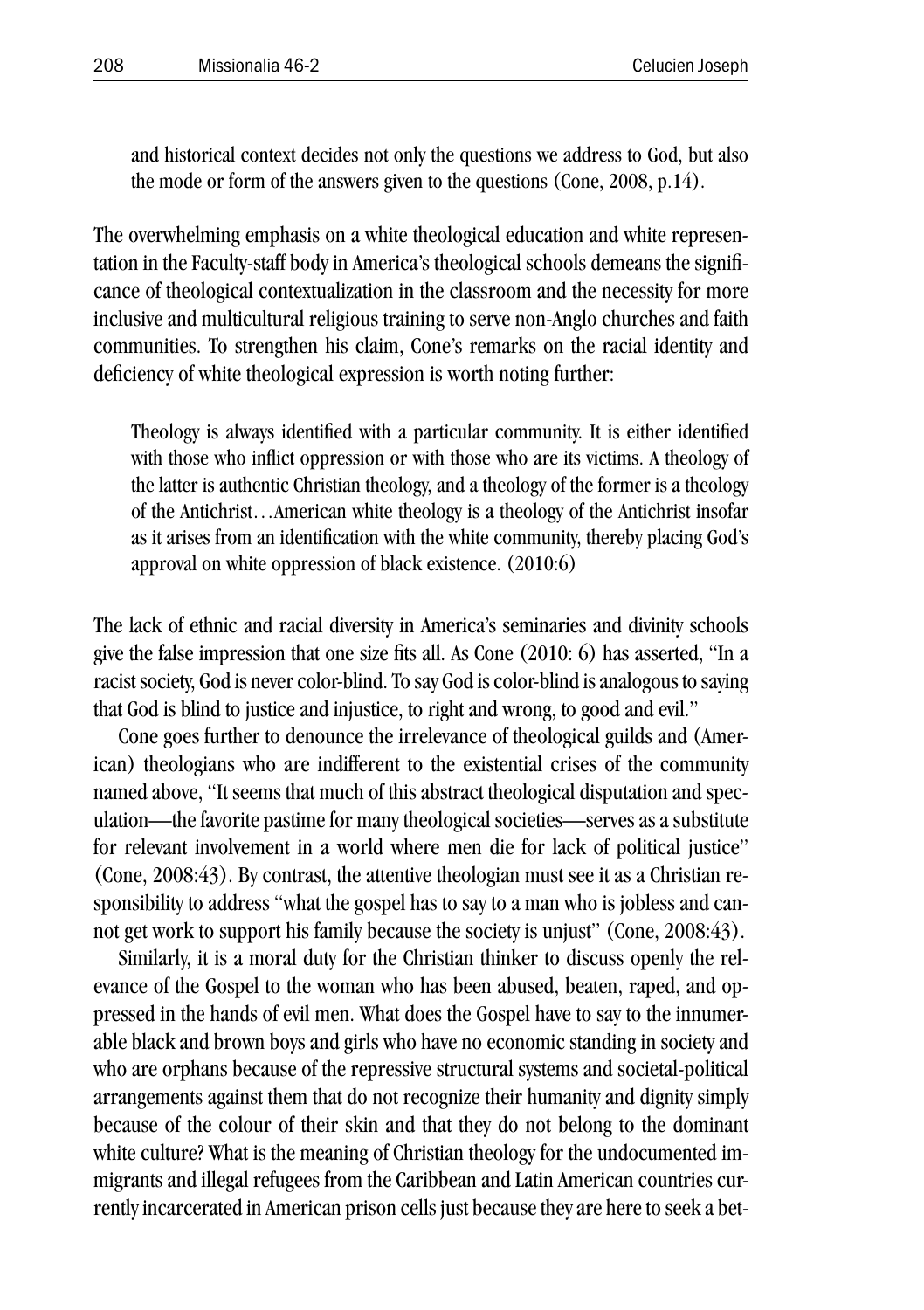> and historical context decides not only the questions we address to God, but also the mode or form of the answers given to the questions (Cone, 2008, p.14).

The overwhelming emphasis on a white theological education and white representation in the Faculty-staff body in America's theological schools demeans the significance of theological contextualization in the classroom and the necessity for more inclusive and multicultural religious training to serve non-Anglo churches and faith communities. To strengthen his claim, Cone's remarks on the racial identity and deficiency of white theological expression is worth noting further:

> Theology is always identified with a particular community. It is either identified with those who inflict oppression or with those who are its victims. A theology of the latter is authentic Christian theology, and a theology of the former is a theology of the Antichrist…American white theology is a theology of the Antichrist insofar as it arises from an identification with the white community, thereby placing God's approval on white oppression of black existence. (2010:6)

The lack of ethnic and racial diversity in America's seminaries and divinity schools give the false impression that one size fits all. As Cone (2010: 6) has asserted, "In a racist society, God is never color-blind. To say God is color-blind is analogous to saying that God is blind to justice and injustice, to right and wrong, to good and evil."

Cone goes further to denounce the irrelevance of theological guilds and (American) theologians who are indifferent to the existential crises of the community named above, "It seems that much of this abstract theological disputation and speculation—the favorite pastime for many theological societies—serves as a substitute for relevant involvement in a world where men die for lack of political justice" (Cone, 2008:43). By contrast, the attentive theologian must see it as a Christian responsibility to address "what the gospel has to say to a man who is jobless and cannot get work to support his family because the society is unjust" (Cone, 2008:43).

Similarly, it is a moral duty for the Christian thinker to discuss openly the relevance of the Gospel to the woman who has been abused, beaten, raped, and oppressed in the hands of evil men. What does the Gospel have to say to the innumerable black and brown boys and girls who have no economic standing in society and who are orphans because of the repressive structural systems and societal-political arrangements against them that do not recognize their humanity and dignity simply because of the colour of their skin and that they do not belong to the dominant white culture? What is the meaning of Christian theology for the undocumented immigrants and illegal refugees from the Caribbean and Latin American countries currently incarcerated in American prison cells just because they are here to seek a bet-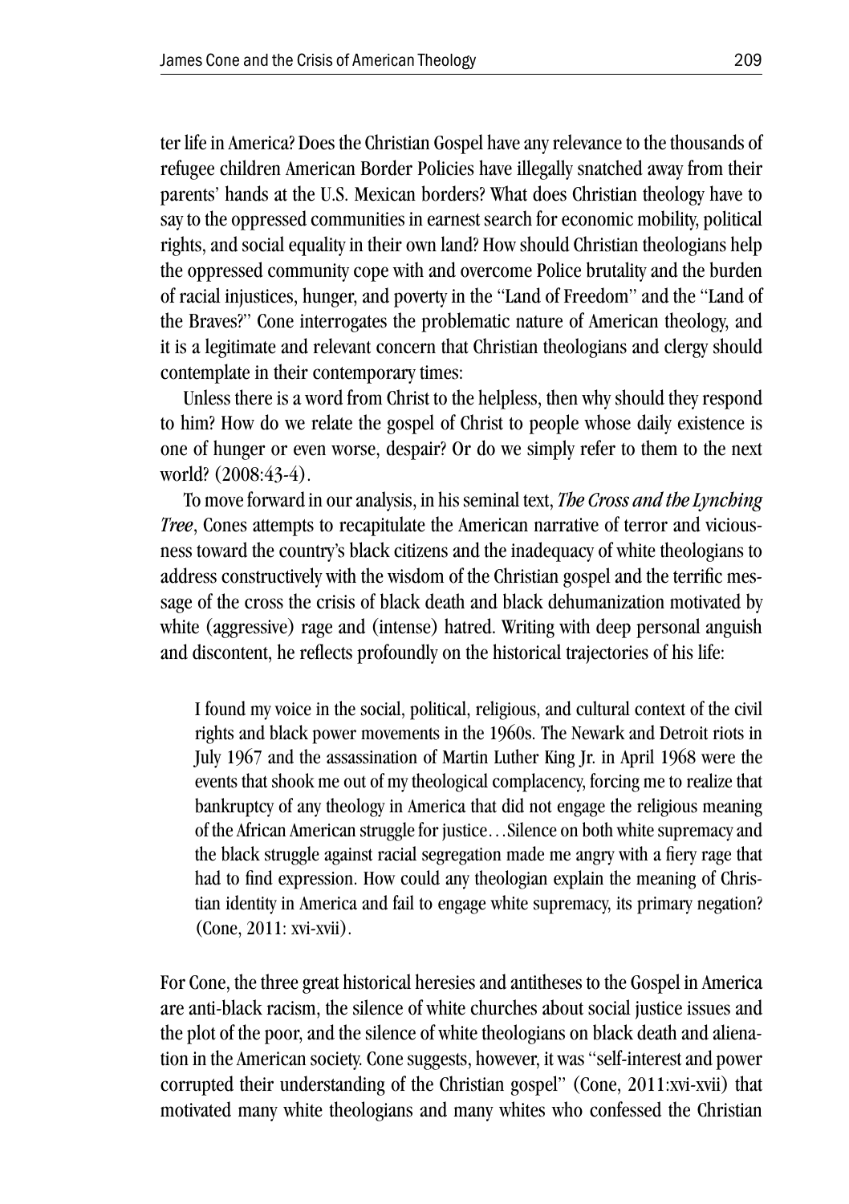ter life in America? Does the Christian Gospel have any relevance to the thousands of refugee children American Border Policies have illegally snatched away from their parents' hands at the U.S. Mexican borders? What does Christian theology have to say to the oppressed communities in earnest search for economic mobility, political rights, and social equality in their own land? How should Christian theologians help the oppressed community cope with and overcome Police brutality and the burden of racial injustices, hunger, and poverty in the "Land of Freedom" and the "Land of the Braves?" Cone interrogates the problematic nature of American theology, and it is a legitimate and relevant concern that Christian theologians and clergy should contemplate in their contemporary times:

Unless there is a word from Christ to the helpless, then why should they respond to him? How do we relate the gospel of Christ to people whose daily existence is one of hunger or even worse, despair? Or do we simply refer to them to the next world? (2008:43-4).

To move forward in our analysis, in his seminal text, *The Cross and the Lynching Tree*, Cones attempts to recapitulate the American narrative of terror and viciousness toward the country's black citizens and the inadequacy of white theologians to address constructively with the wisdom of the Christian gospel and the terrific message of the cross the crisis of black death and black dehumanization motivated by white (aggressive) rage and (intense) hatred. Writing with deep personal anguish and discontent, he reflects profoundly on the historical trajectories of his life:

> I found my voice in the social, political, religious, and cultural context of the civil rights and black power movements in the 1960s. The Newark and Detroit riots in July 1967 and the assassination of Martin Luther King Jr. in April 1968 were the events that shook me out of my theological complacency, forcing me to realize that bankruptcy of any theology in America that did not engage the religious meaning of the African American struggle for justice…Silence on both white supremacy and the black struggle against racial segregation made me angry with a fiery rage that had to find expression. How could any theologian explain the meaning of Christian identity in America and fail to engage white supremacy, its primary negation? (Cone, 2011: xvi-xvii).

For Cone, the three great historical heresies and antitheses to the Gospel in America are anti-black racism, the silence of white churches about social justice issues and the plot of the poor, and the silence of white theologians on black death and alienation in the American society. Cone suggests, however, it was "self-interest and power corrupted their understanding of the Christian gospel" (Cone, 2011:xvi-xvii) that motivated many white theologians and many whites who confessed the Christian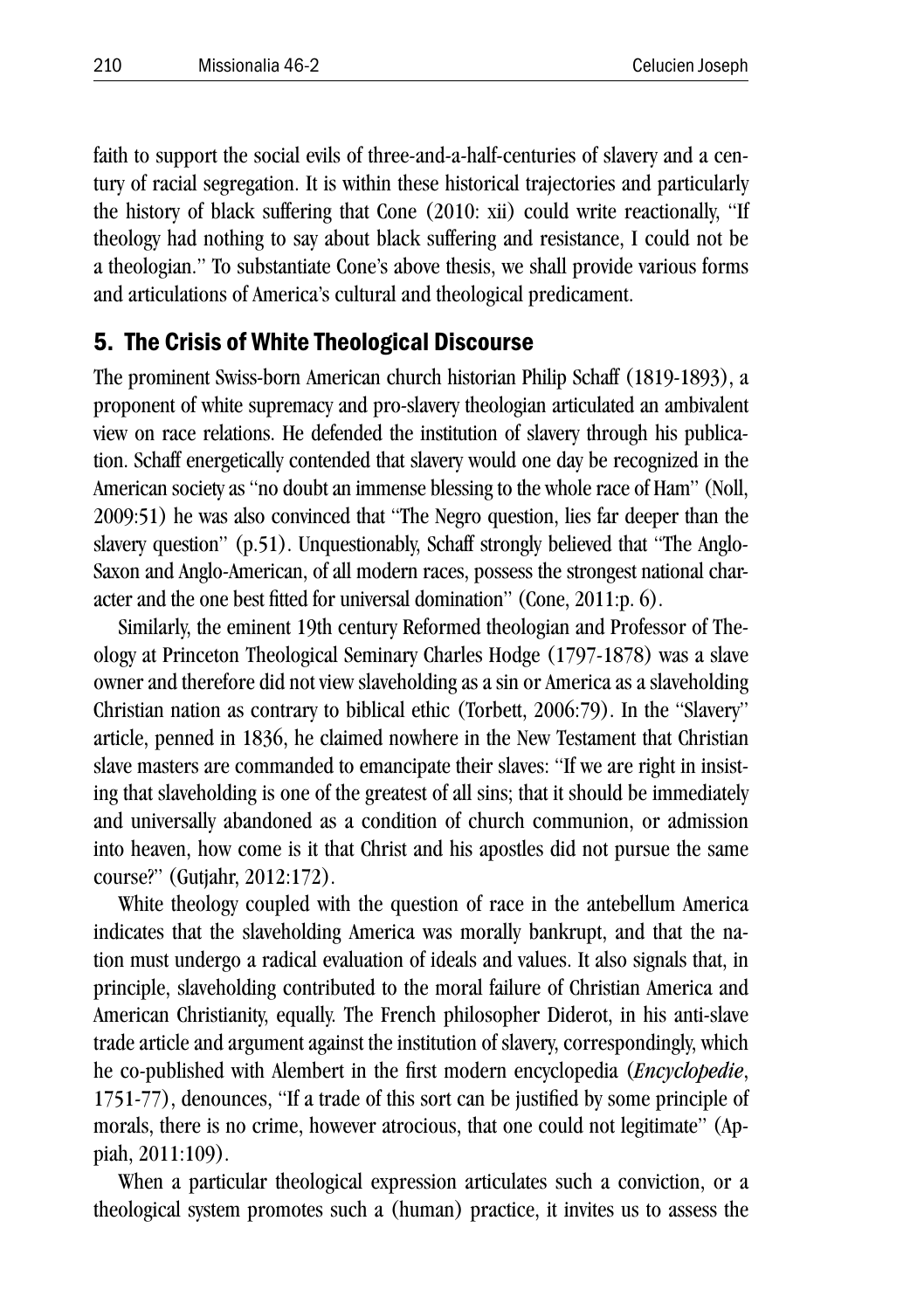faith to support the social evils of three-and-a-half-centuries of slavery and a century of racial segregation. It is within these historical trajectories and particularly the history of black suffering that Cone (2010: xii) could write reactionally, "If theology had nothing to say about black suffering and resistance, I could not be a theologian." To substantiate Cone's above thesis, we shall provide various forms and articulations of America's cultural and theological predicament.

## 5. The Crisis of White Theological Discourse

The prominent Swiss-born American church historian Philip Schaff (1819-1893), a proponent of white supremacy and pro-slavery theologian articulated an ambivalent view on race relations. He defended the institution of slavery through his publication. Schaff energetically contended that slavery would one day be recognized in the American society as "no doubt an immense blessing to the whole race of Ham" (Noll, 2009:51) he was also convinced that "The Negro question, lies far deeper than the slavery question" (p.51). Unquestionably, Schaff strongly believed that "The Anglo-Saxon and Anglo-American, of all modern races, possess the strongest national character and the one best fitted for universal domination" (Cone, 2011:p. 6).

Similarly, the eminent 19th century Reformed theologian and Professor of Theology at Princeton Theological Seminary Charles Hodge (1797-1878) was a slave owner and therefore did not view slaveholding as a sin or America as a slaveholding Christian nation as contrary to biblical ethic (Torbett, 2006:79). In the "Slavery" article, penned in 1836, he claimed nowhere in the New Testament that Christian slave masters are commanded to emancipate their slaves: "If we are right in insisting that slaveholding is one of the greatest of all sins; that it should be immediately and universally abandoned as a condition of church communion, or admission into heaven, how come is it that Christ and his apostles did not pursue the same course?" (Gutjahr, 2012:172).

White theology coupled with the question of race in the antebellum America indicates that the slaveholding America was morally bankrupt, and that the nation must undergo a radical evaluation of ideals and values. It also signals that, in principle, slaveholding contributed to the moral failure of Christian America and American Christianity, equally. The French philosopher Diderot, in his anti-slave trade article and argument against the institution of slavery, correspondingly, which he co-published with Alembert in the first modern encyclopedia (*Encyclopedie*, 1751-77), denounces, "If a trade of this sort can be justified by some principle of morals, there is no crime, however atrocious, that one could not legitimate" (Appiah, 2011:109).

When a particular theological expression articulates such a conviction, or a theological system promotes such a (human) practice, it invites us to assess the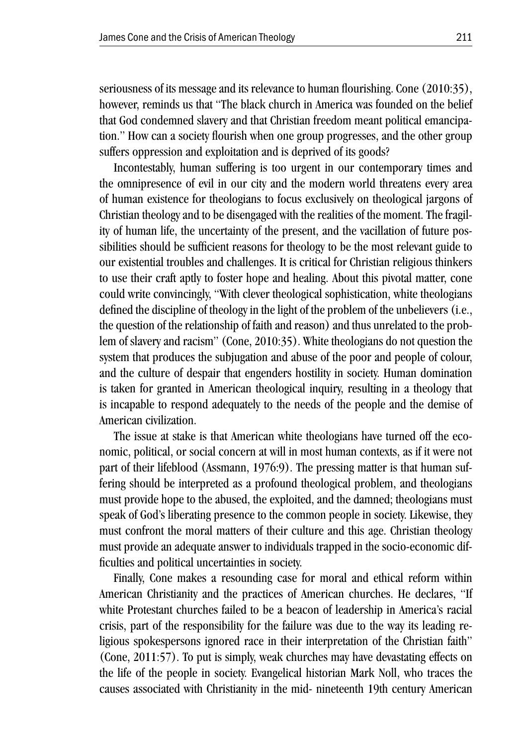seriousness of its message and its relevance to human flourishing. Cone (2010:35), however, reminds us that "The black church in America was founded on the belief that God condemned slavery and that Christian freedom meant political emancipation." How can a society flourish when one group progresses, and the other group suffers oppression and exploitation and is deprived of its goods?

Incontestably, human suffering is too urgent in our contemporary times and the omnipresence of evil in our city and the modern world threatens every area of human existence for theologians to focus exclusively on theological jargons of Christian theology and to be disengaged with the realities of the moment. The fragility of human life, the uncertainty of the present, and the vacillation of future possibilities should be sufficient reasons for theology to be the most relevant guide to our existential troubles and challenges. It is critical for Christian religious thinkers to use their craft aptly to foster hope and healing. About this pivotal matter, cone could write convincingly, "With clever theological sophistication, white theologians defined the discipline of theology in the light of the problem of the unbelievers (i.e., the question of the relationship of faith and reason) and thus unrelated to the problem of slavery and racism" (Cone, 2010:35). White theologians do not question the system that produces the subjugation and abuse of the poor and people of colour, and the culture of despair that engenders hostility in society. Human domination is taken for granted in American theological inquiry, resulting in a theology that is incapable to respond adequately to the needs of the people and the demise of American civilization.

The issue at stake is that American white theologians have turned off the economic, political, or social concern at will in most human contexts, as if it were not part of their lifeblood (Assmann, 1976:9). The pressing matter is that human suffering should be interpreted as a profound theological problem, and theologians must provide hope to the abused, the exploited, and the damned; theologians must speak of God's liberating presence to the common people in society. Likewise, they must confront the moral matters of their culture and this age. Christian theology must provide an adequate answer to individuals trapped in the socio-economic difficulties and political uncertainties in society.

Finally, Cone makes a resounding case for moral and ethical reform within American Christianity and the practices of American churches. He declares, "If white Protestant churches failed to be a beacon of leadership in America's racial crisis, part of the responsibility for the failure was due to the way its leading religious spokespersons ignored race in their interpretation of the Christian faith" (Cone, 2011:57). To put is simply, weak churches may have devastating effects on the life of the people in society. Evangelical historian Mark Noll, who traces the causes associated with Christianity in the mid- nineteenth 19th century American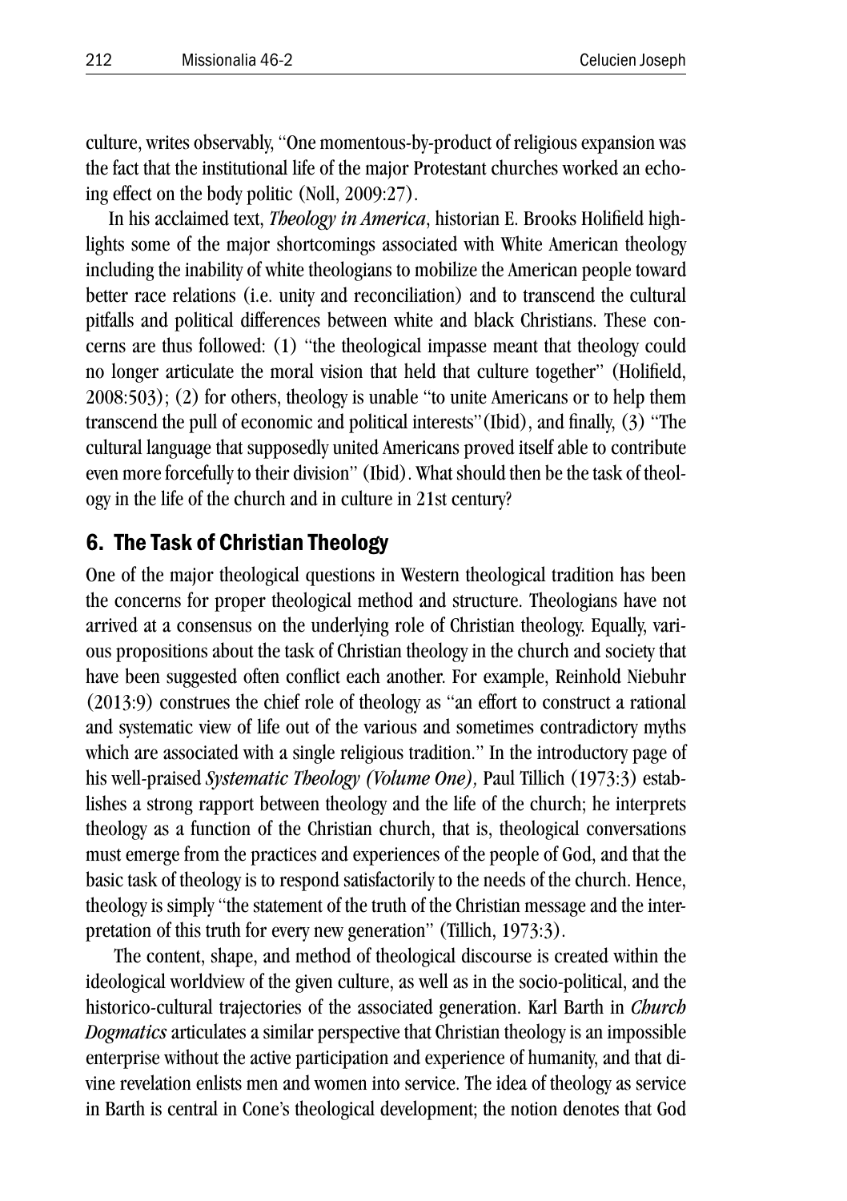culture, writes observably, "One momentous-by-product of religious expansion was the fact that the institutional life of the major Protestant churches worked an echoing effect on the body politic (Noll, 2009:27).

In his acclaimed text, *Theology in America*, historian E. Brooks Holifield highlights some of the major shortcomings associated with White American theology including the inability of white theologians to mobilize the American people toward better race relations (i.e. unity and reconciliation) and to transcend the cultural pitfalls and political differences between white and black Christians. These concerns are thus followed: (1) "the theological impasse meant that theology could no longer articulate the moral vision that held that culture together" (Holifield, 2008:503); (2) for others, theology is unable "to unite Americans or to help them transcend the pull of economic and political interests"(Ibid), and finally, (3) "The cultural language that supposedly united Americans proved itself able to contribute even more forcefully to their division" (Ibid). What should then be the task of theology in the life of the church and in culture in 21st century?

## 6. The Task of Christian Theology

One of the major theological questions in Western theological tradition has been the concerns for proper theological method and structure. Theologians have not arrived at a consensus on the underlying role of Christian theology. Equally, various propositions about the task of Christian theology in the church and society that have been suggested often conflict each another. For example, Reinhold Niebuhr (2013:9) construes the chief role of theology as "an effort to construct a rational and systematic view of life out of the various and sometimes contradictory myths which are associated with a single religious tradition." In the introductory page of his well-praised *Systematic Theology (Volume One),* Paul Tillich (1973:3) establishes a strong rapport between theology and the life of the church; he interprets theology as a function of the Christian church, that is, theological conversations must emerge from the practices and experiences of the people of God, and that the basic task of theology is to respond satisfactorily to the needs of the church. Hence, theology is simply "the statement of the truth of the Christian message and the interpretation of this truth for every new generation" (Tillich, 1973:3).

The content, shape, and method of theological discourse is created within the ideological worldview of the given culture, as well as in the socio-political, and the historico-cultural trajectories of the associated generation. Karl Barth in *Church Dogmatics* articulates a similar perspective that Christian theology is an impossible enterprise without the active participation and experience of humanity, and that divine revelation enlists men and women into service. The idea of theology as service in Barth is central in Cone's theological development; the notion denotes that God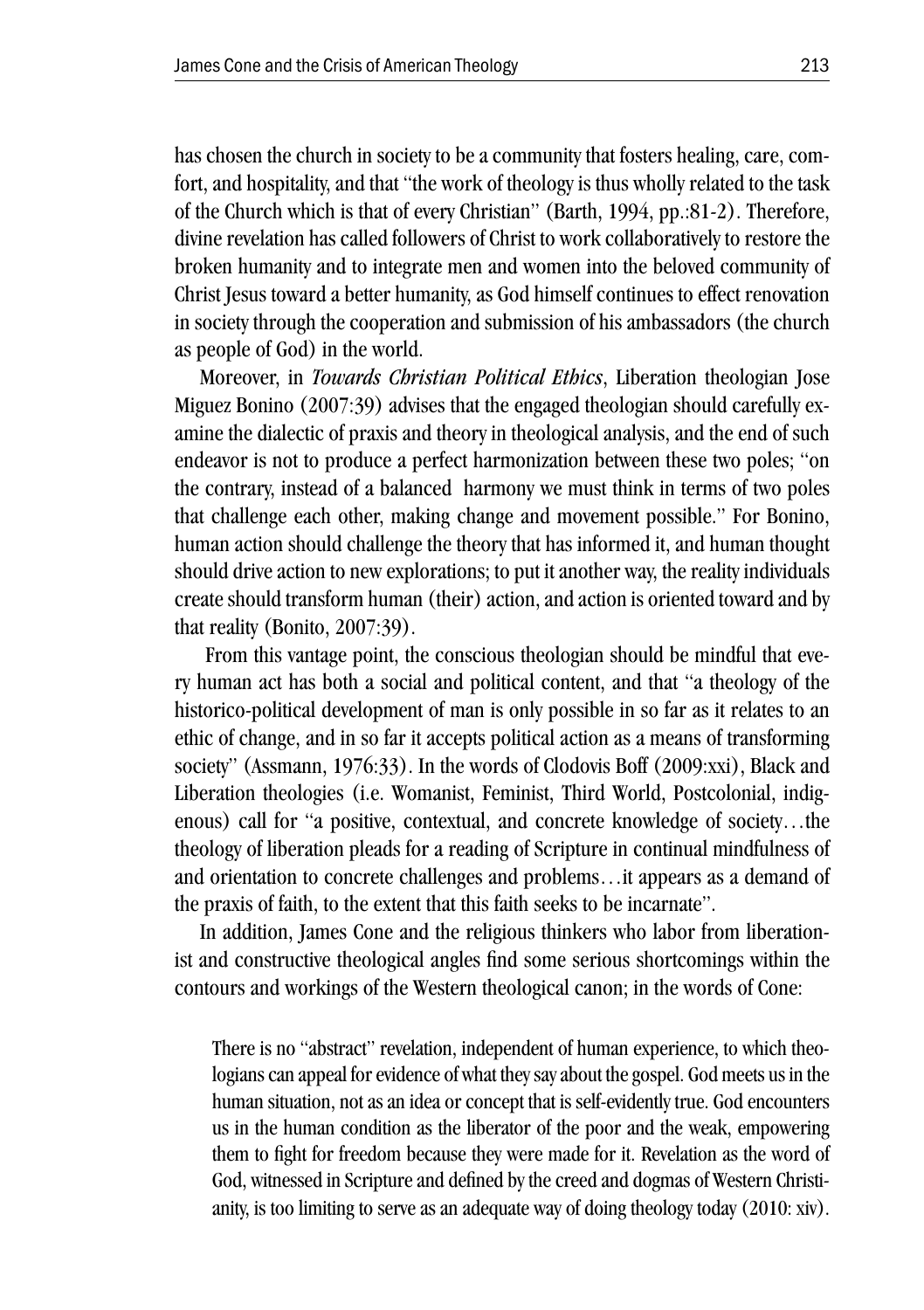has chosen the church in society to be a community that fosters healing, care, comfort, and hospitality, and that "the work of theology is thus wholly related to the task of the Church which is that of every Christian" (Barth, 1994, pp.:81-2). Therefore, divine revelation has called followers of Christ to work collaboratively to restore the broken humanity and to integrate men and women into the beloved community of Christ Jesus toward a better humanity, as God himself continues to effect renovation in society through the cooperation and submission of his ambassadors (the church as people of God) in the world.

Moreover, in *Towards Christian Political Ethics*, Liberation theologian Jose Miguez Bonino (2007:39) advises that the engaged theologian should carefully examine the dialectic of praxis and theory in theological analysis, and the end of such endeavor is not to produce a perfect harmonization between these two poles; "on the contrary, instead of a balanced harmony we must think in terms of two poles that challenge each other, making change and movement possible." For Bonino, human action should challenge the theory that has informed it, and human thought should drive action to new explorations; to put it another way, the reality individuals create should transform human (their) action, and action is oriented toward and by that reality (Bonito, 2007:39).

From this vantage point, the conscious theologian should be mindful that every human act has both a social and political content, and that "a theology of the historico-political development of man is only possible in so far as it relates to an ethic of change, and in so far it accepts political action as a means of transforming society" (Assmann, 1976:33). In the words of Clodovis Boff (2009:xxi), Black and Liberation theologies (i.e. Womanist, Feminist, Third World, Postcolonial, indigenous) call for "a positive, contextual, and concrete knowledge of society…the theology of liberation pleads for a reading of Scripture in continual mindfulness of and orientation to concrete challenges and problems…it appears as a demand of the praxis of faith, to the extent that this faith seeks to be incarnate".

In addition, James Cone and the religious thinkers who labor from liberationist and constructive theological angles find some serious shortcomings within the contours and workings of the Western theological canon; in the words of Cone:

> There is no "abstract" revelation, independent of human experience, to which theologians can appeal for evidence of what they say about the gospel. God meets us in the human situation, not as an idea or concept that is self-evidently true. God encounters us in the human condition as the liberator of the poor and the weak, empowering them to fight for freedom because they were made for it. Revelation as the word of God, witnessed in Scripture and defined by the creed and dogmas of Western Christianity, is too limiting to serve as an adequate way of doing theology today (2010: xiv).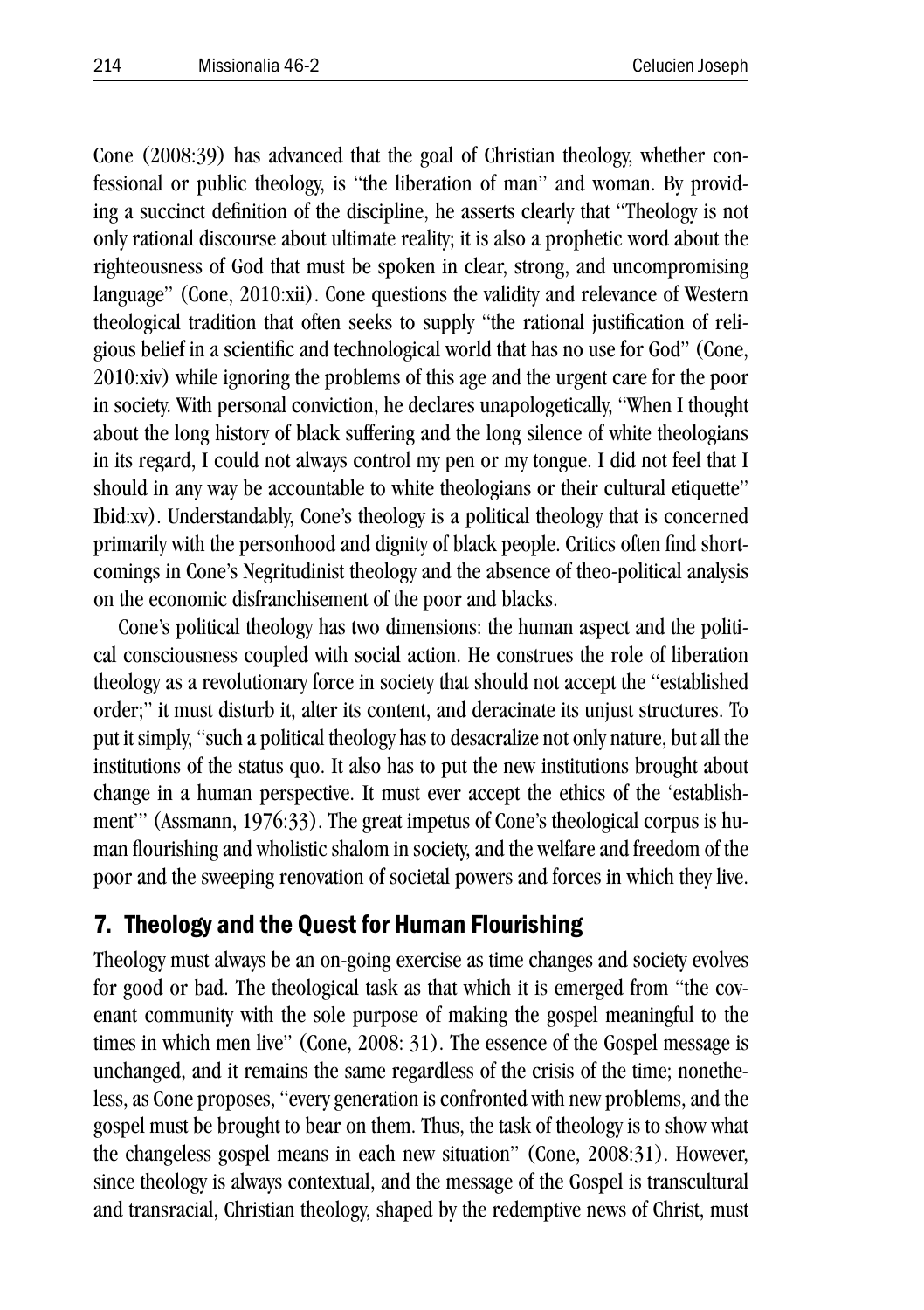Cone (2008:39) has advanced that the goal of Christian theology, whether confessional or public theology, is "the liberation of man" and woman. By providing a succinct definition of the discipline, he asserts clearly that "Theology is not only rational discourse about ultimate reality; it is also a prophetic word about the righteousness of God that must be spoken in clear, strong, and uncompromising language" (Cone, 2010:xii). Cone questions the validity and relevance of Western theological tradition that often seeks to supply "the rational justification of religious belief in a scientific and technological world that has no use for God" (Cone, 2010:xiv) while ignoring the problems of this age and the urgent care for the poor in society. With personal conviction, he declares unapologetically, "When I thought about the long history of black suffering and the long silence of white theologians in its regard, I could not always control my pen or my tongue. I did not feel that I should in any way be accountable to white theologians or their cultural etiquette" Ibid:xv). Understandably, Cone's theology is a political theology that is concerned primarily with the personhood and dignity of black people. Critics often find shortcomings in Cone's Negritudinist theology and the absence of theo-political analysis on the economic disfranchisement of the poor and blacks.

Cone's political theology has two dimensions: the human aspect and the political consciousness coupled with social action. He construes the role of liberation theology as a revolutionary force in society that should not accept the "established order;" it must disturb it, alter its content, and deracinate its unjust structures. To put it simply, "such a political theology has to desacralize not only nature, but all the institutions of the status quo. It also has to put the new institutions brought about change in a human perspective. It must ever accept the ethics of the 'establishment'" (Assmann, 1976:33). The great impetus of Cone's theological corpus is human flourishing and wholistic shalom in society, and the welfare and freedom of the poor and the sweeping renovation of societal powers and forces in which they live.

## 7. Theology and the Quest for Human Flourishing

Theology must always be an on-going exercise as time changes and society evolves for good or bad. The theological task as that which it is emerged from "the covenant community with the sole purpose of making the gospel meaningful to the times in which men live" (Cone, 2008: 31). The essence of the Gospel message is unchanged, and it remains the same regardless of the crisis of the time; nonetheless, as Cone proposes, "every generation is confronted with new problems, and the gospel must be brought to bear on them. Thus, the task of theology is to show what the changeless gospel means in each new situation" (Cone, 2008:31). However, since theology is always contextual, and the message of the Gospel is transcultural and transracial, Christian theology, shaped by the redemptive news of Christ, must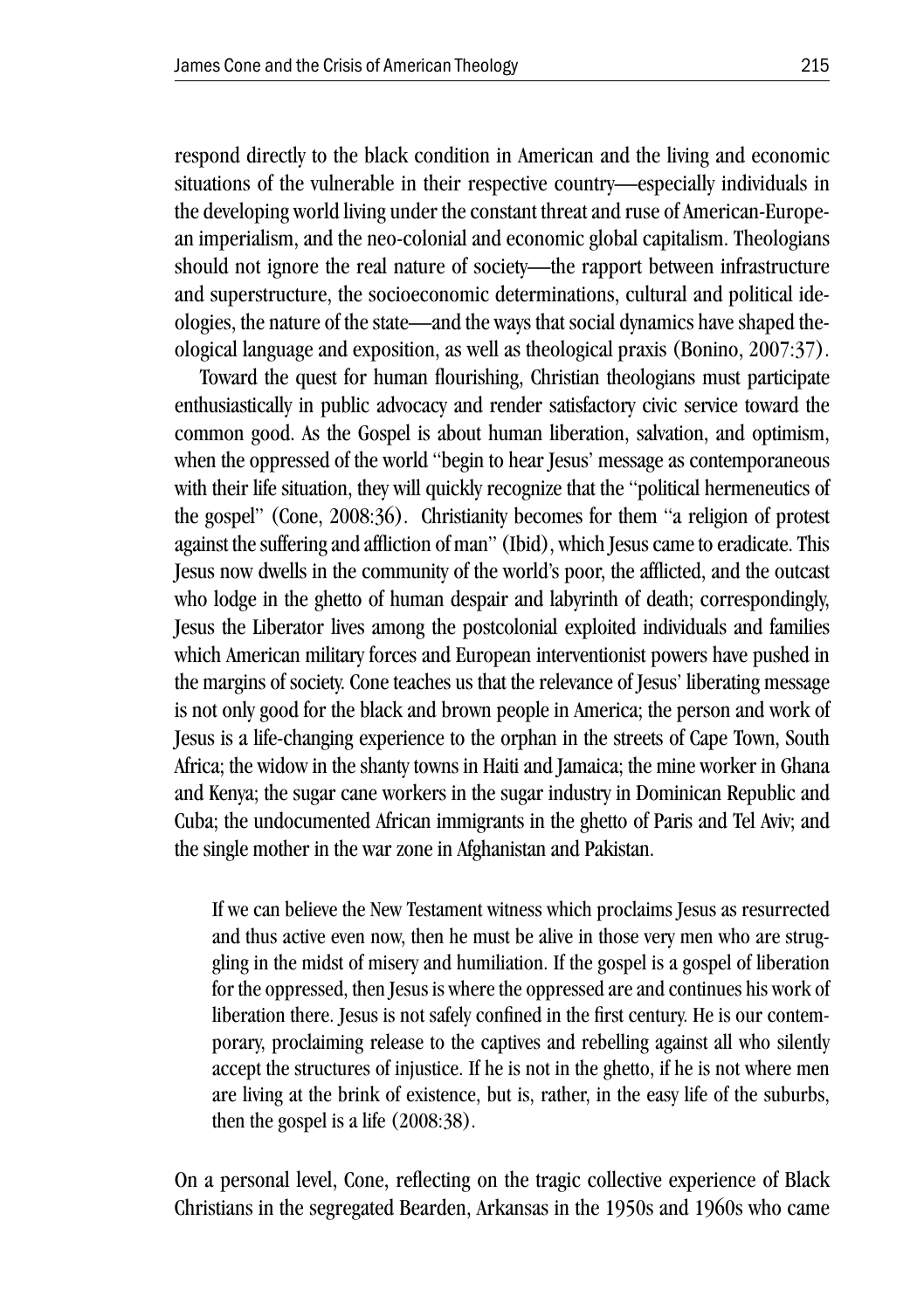respond directly to the black condition in American and the living and economic situations of the vulnerable in their respective country—especially individuals in the developing world living under the constant threat and ruse of American-European imperialism, and the neo-colonial and economic global capitalism. Theologians should not ignore the real nature of society—the rapport between infrastructure and superstructure, the socioeconomic determinations, cultural and political ideologies, the nature of the state—and the ways that social dynamics have shaped theological language and exposition, as well as theological praxis (Bonino, 2007:37).

Toward the quest for human flourishing, Christian theologians must participate enthusiastically in public advocacy and render satisfactory civic service toward the common good. As the Gospel is about human liberation, salvation, and optimism, when the oppressed of the world "begin to hear Jesus' message as contemporaneous with their life situation, they will quickly recognize that the "political hermeneutics of the gospel" (Cone, 2008:36). Christianity becomes for them "a religion of protest against the suffering and affliction of man" (Ibid), which Jesus came to eradicate. This Jesus now dwells in the community of the world's poor, the afflicted, and the outcast who lodge in the ghetto of human despair and labyrinth of death; correspondingly, Jesus the Liberator lives among the postcolonial exploited individuals and families which American military forces and European interventionist powers have pushed in the margins of society. Cone teaches us that the relevance of Jesus' liberating message is not only good for the black and brown people in America; the person and work of Jesus is a life-changing experience to the orphan in the streets of Cape Town, South Africa; the widow in the shanty towns in Haiti and Jamaica; the mine worker in Ghana and Kenya; the sugar cane workers in the sugar industry in Dominican Republic and Cuba; the undocumented African immigrants in the ghetto of Paris and Tel Aviv; and the single mother in the war zone in Afghanistan and Pakistan.

> If we can believe the New Testament witness which proclaims Jesus as resurrected and thus active even now, then he must be alive in those very men who are struggling in the midst of misery and humiliation. If the gospel is a gospel of liberation for the oppressed, then Jesus is where the oppressed are and continues his work of liberation there. Jesus is not safely confined in the first century. He is our contemporary, proclaiming release to the captives and rebelling against all who silently accept the structures of injustice. If he is not in the ghetto, if he is not where men are living at the brink of existence, but is, rather, in the easy life of the suburbs, then the gospel is a life (2008:38).

On a personal level, Cone, reflecting on the tragic collective experience of Black Christians in the segregated Bearden, Arkansas in the 1950s and 1960s who came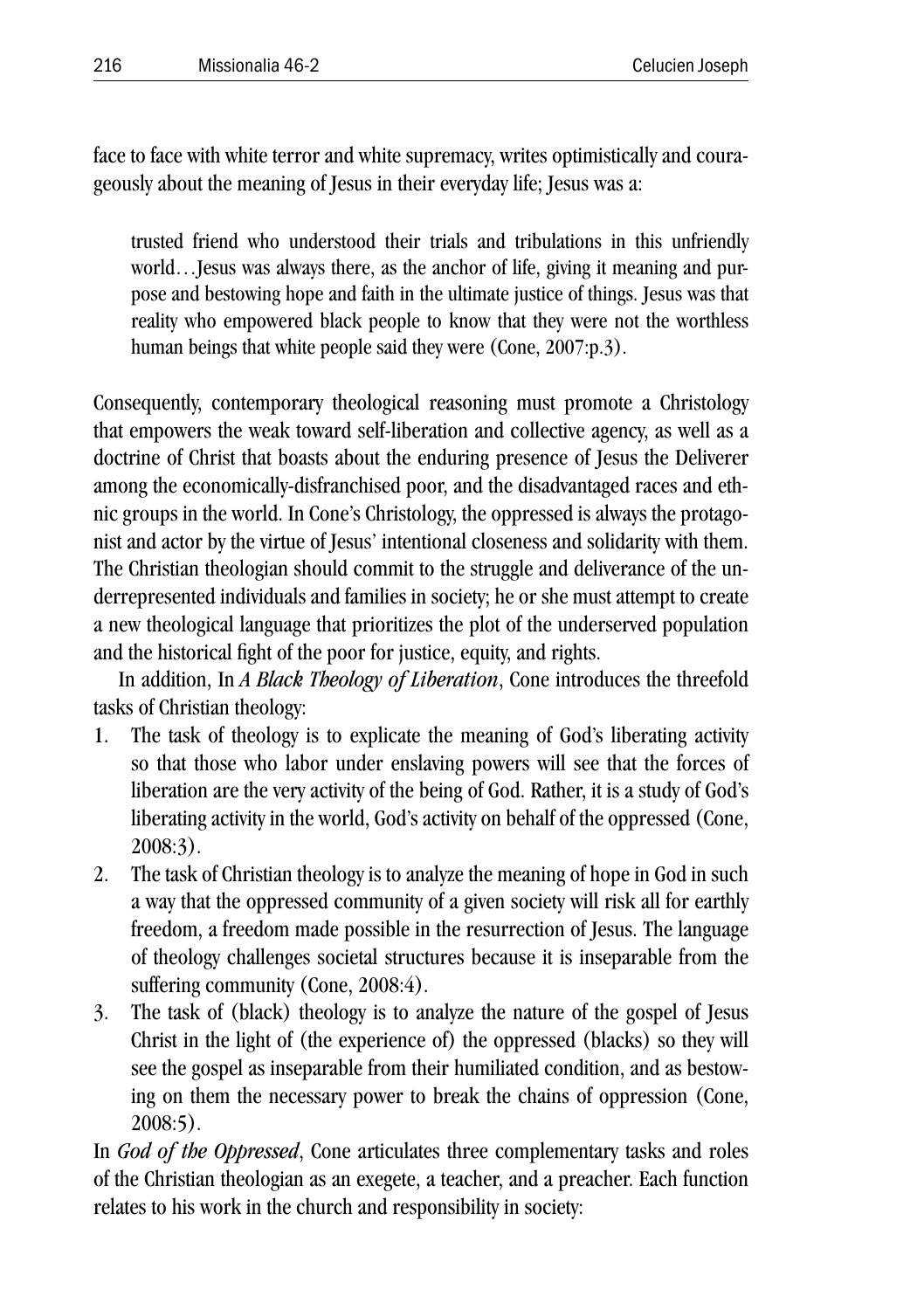face to face with white terror and white supremacy, writes optimistically and courageously about the meaning of Jesus in their everyday life; Jesus was a:

> trusted friend who understood their trials and tribulations in this unfriendly world…Jesus was always there, as the anchor of life, giving it meaning and purpose and bestowing hope and faith in the ultimate justice of things. Jesus was that reality who empowered black people to know that they were not the worthless human beings that white people said they were (Cone, 2007:p.3).

Consequently, contemporary theological reasoning must promote a Christology that empowers the weak toward self-liberation and collective agency, as well as a doctrine of Christ that boasts about the enduring presence of Jesus the Deliverer among the economically-disfranchised poor, and the disadvantaged races and ethnic groups in the world. In Cone's Christology, the oppressed is always the protagonist and actor by the virtue of Jesus' intentional closeness and solidarity with them. The Christian theologian should commit to the struggle and deliverance of the underrepresented individuals and families in society; he or she must attempt to create a new theological language that prioritizes the plot of the underserved population and the historical fight of the poor for justice, equity, and rights.

In addition, In *A Black Theology of Liberation*, Cone introduces the threefold tasks of Christian theology:

1. The task of theology is to explicate the meaning of God's liberating activity so that those who labor under enslaving powers will see that the forces of liberation are the very activity of the being of God. Rather, it is a study of God's liberating activity in the world, God's activity on behalf of the oppressed (Cone, 2008:3).
2. The task of Christian theology is to analyze the meaning of hope in God in such a way that the oppressed community of a given society will risk all for earthly freedom, a freedom made possible in the resurrection of Jesus. The language of theology challenges societal structures because it is inseparable from the suffering community (Cone, 2008:4).
3. The task of (black) theology is to analyze the nature of the gospel of Jesus Christ in the light of (the experience of) the oppressed (blacks) so they will see the gospel as inseparable from their humiliated condition, and as bestowing on them the necessary power to break the chains of oppression (Cone, 2008:5).

In *God of the Oppressed*, Cone articulates three complementary tasks and roles of the Christian theologian as an exegete, a teacher, and a preacher. Each function relates to his work in the church and responsibility in society: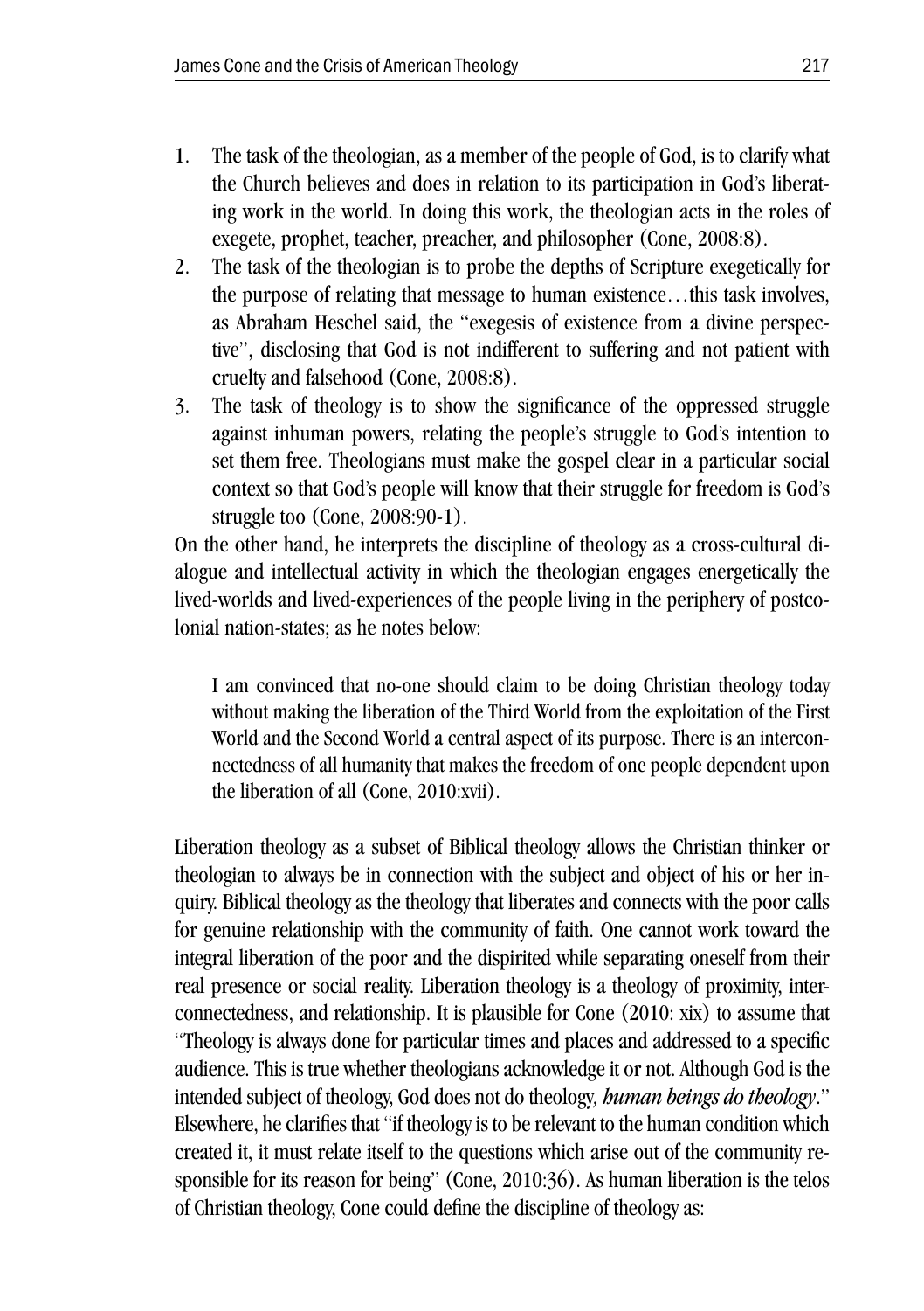1. The task of the theologian, as a member of the people of God, is to clarify what the Church believes and does in relation to its participation in God's liberating work in the world. In doing this work, the theologian acts in the roles of exegete, prophet, teacher, preacher, and philosopher (Cone, 2008:8).
2. The task of the theologian is to probe the depths of Scripture exegetically for the purpose of relating that message to human existence…this task involves, as Abraham Heschel said, the "exegesis of existence from a divine perspective", disclosing that God is not indifferent to suffering and not patient with cruelty and falsehood (Cone, 2008:8).
3. The task of theology is to show the significance of the oppressed struggle against inhuman powers, relating the people's struggle to God's intention to set them free. Theologians must make the gospel clear in a particular social context so that God's people will know that their struggle for freedom is God's struggle too (Cone, 2008:90-1).

On the other hand, he interprets the discipline of theology as a cross-cultural dialogue and intellectual activity in which the theologian engages energetically the lived-worlds and lived-experiences of the people living in the periphery of postcolonial nation-states; as he notes below:

> I am convinced that no-one should claim to be doing Christian theology today without making the liberation of the Third World from the exploitation of the First World and the Second World a central aspect of its purpose. There is an interconnectedness of all humanity that makes the freedom of one people dependent upon the liberation of all (Cone, 2010:xvii).

Liberation theology as a subset of Biblical theology allows the Christian thinker or theologian to always be in connection with the subject and object of his or her inquiry. Biblical theology as the theology that liberates and connects with the poor calls for genuine relationship with the community of faith. One cannot work toward the integral liberation of the poor and the dispirited while separating oneself from their real presence or social reality. Liberation theology is a theology of proximity, interconnectedness, and relationship. It is plausible for Cone (2010: xix) to assume that "Theology is always done for particular times and places and addressed to a specific audience. This is true whether theologians acknowledge it or not. Although God is the intended subject of theology, God does not do theology, ***human beings do theology***." Elsewhere, he clarifies that "if theology is to be relevant to the human condition which created it, it must relate itself to the questions which arise out of the community responsible for its reason for being" (Cone, 2010:36). As human liberation is the telos of Christian theology, Cone could define the discipline of theology as: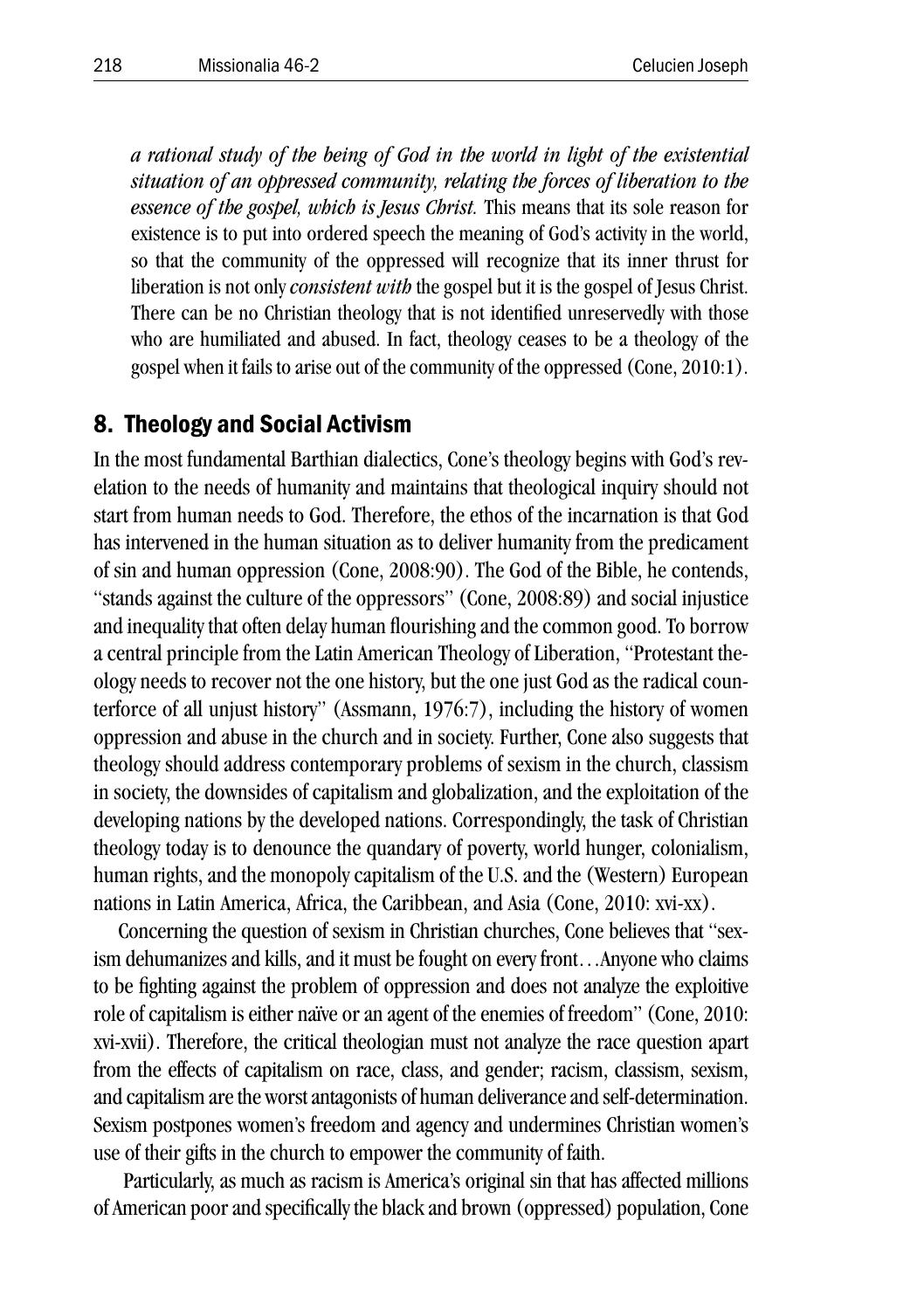*a rational study of the being of God in the world in light of the existential situation of an oppressed community, relating the forces of liberation to the essence of the gospel, which is Jesus Christ.* This means that its sole reason for existence is to put into ordered speech the meaning of God's activity in the world, so that the community of the oppressed will recognize that its inner thrust for liberation is not only *consistent with* the gospel but it is the gospel of Jesus Christ. There can be no Christian theology that is not identified unreservedly with those who are humiliated and abused. In fact, theology ceases to be a theology of the gospel when it fails to arise out of the community of the oppressed (Cone, 2010:1).

## 8. Theology and Social Activism

In the most fundamental Barthian dialectics, Cone's theology begins with God's revelation to the needs of humanity and maintains that theological inquiry should not start from human needs to God. Therefore, the ethos of the incarnation is that God has intervened in the human situation as to deliver humanity from the predicament of sin and human oppression (Cone, 2008:90). The God of the Bible, he contends, "stands against the culture of the oppressors" (Cone, 2008:89) and social injustice and inequality that often delay human flourishing and the common good. To borrow a central principle from the Latin American Theology of Liberation, "Protestant theology needs to recover not the one history, but the one just God as the radical counterforce of all unjust history" (Assmann, 1976:7), including the history of women oppression and abuse in the church and in society. Further, Cone also suggests that theology should address contemporary problems of sexism in the church, classism in society, the downsides of capitalism and globalization, and the exploitation of the developing nations by the developed nations. Correspondingly, the task of Christian theology today is to denounce the quandary of poverty, world hunger, colonialism, human rights, and the monopoly capitalism of the U.S. and the (Western) European nations in Latin America, Africa, the Caribbean, and Asia (Cone, 2010: xvi-xx).

Concerning the question of sexism in Christian churches, Cone believes that "sexism dehumanizes and kills, and it must be fought on every front…Anyone who claims to be fighting against the problem of oppression and does not analyze the exploitive role of capitalism is either naïve or an agent of the enemies of freedom" (Cone, 2010: xvi-xvii). Therefore, the critical theologian must not analyze the race question apart from the effects of capitalism on race, class, and gender; racism, classism, sexism, and capitalism are the worst antagonists of human deliverance and self-determination. Sexism postpones women's freedom and agency and undermines Christian women's use of their gifts in the church to empower the community of faith.

Particularly, as much as racism is America's original sin that has affected millions of American poor and specifically the black and brown (oppressed) population, Cone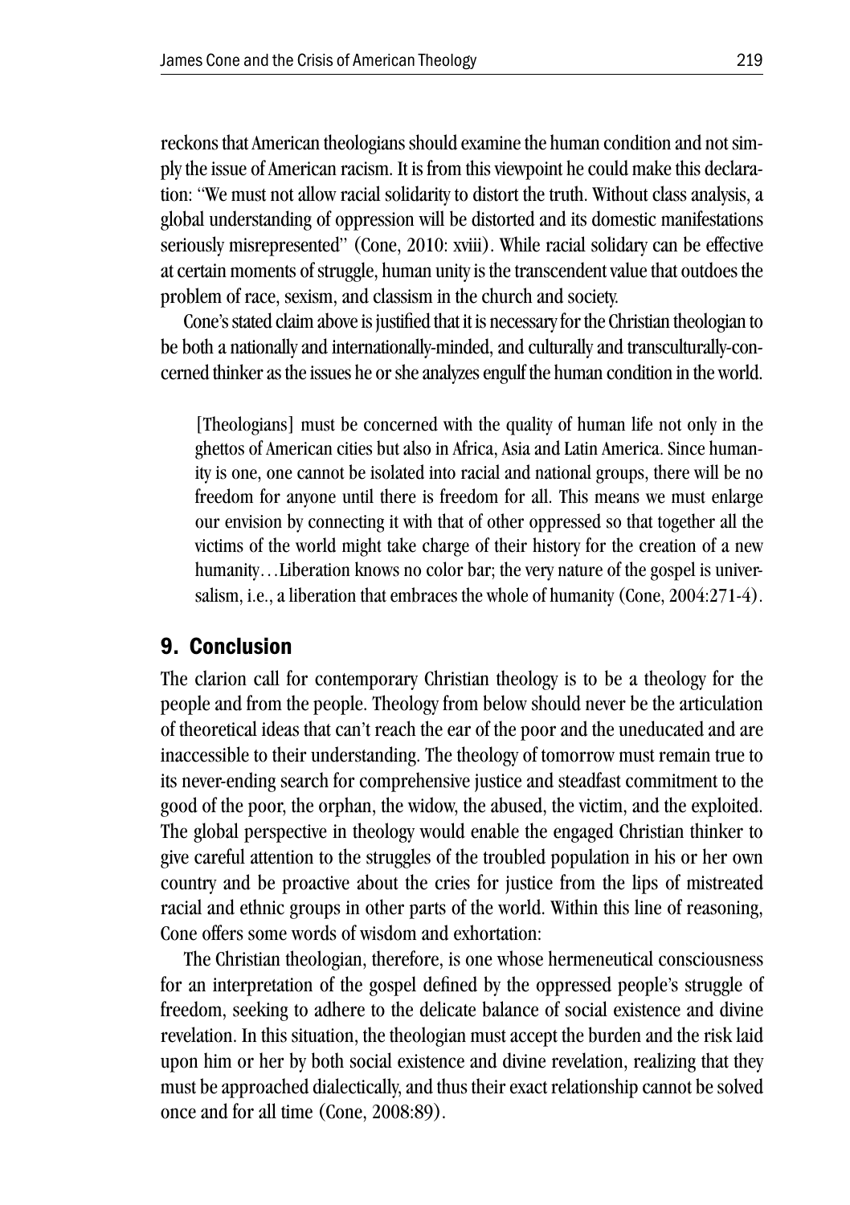reckons that American theologians should examine the human condition and not simply the issue of American racism. It is from this viewpoint he could make this declaration: "We must not allow racial solidarity to distort the truth. Without class analysis, a global understanding of oppression will be distorted and its domestic manifestations seriously misrepresented" (Cone, 2010: xviii). While racial solidary can be effective at certain moments of struggle, human unity is the transcendent value that outdoes the problem of race, sexism, and classism in the church and society.

Cone's stated claim above is justified that it is necessary for the Christian theologian to be both a nationally and internationally-minded, and culturally and transculturally-concerned thinker as the issues he or she analyzes engulf the human condition in the world.

> [Theologians] must be concerned with the quality of human life not only in the ghettos of American cities but also in Africa, Asia and Latin America. Since humanity is one, one cannot be isolated into racial and national groups, there will be no freedom for anyone until there is freedom for all. This means we must enlarge our envision by connecting it with that of other oppressed so that together all the victims of the world might take charge of their history for the creation of a new humanity…Liberation knows no color bar; the very nature of the gospel is universalism, i.e., a liberation that embraces the whole of humanity (Cone, 2004:271-4).

## 9. Conclusion

The clarion call for contemporary Christian theology is to be a theology for the people and from the people. Theology from below should never be the articulation of theoretical ideas that can't reach the ear of the poor and the uneducated and are inaccessible to their understanding. The theology of tomorrow must remain true to its never-ending search for comprehensive justice and steadfast commitment to the good of the poor, the orphan, the widow, the abused, the victim, and the exploited. The global perspective in theology would enable the engaged Christian thinker to give careful attention to the struggles of the troubled population in his or her own country and be proactive about the cries for justice from the lips of mistreated racial and ethnic groups in other parts of the world. Within this line of reasoning, Cone offers some words of wisdom and exhortation:

The Christian theologian, therefore, is one whose hermeneutical consciousness for an interpretation of the gospel defined by the oppressed people's struggle of freedom, seeking to adhere to the delicate balance of social existence and divine revelation. In this situation, the theologian must accept the burden and the risk laid upon him or her by both social existence and divine revelation, realizing that they must be approached dialectically, and thus their exact relationship cannot be solved once and for all time (Cone, 2008:89).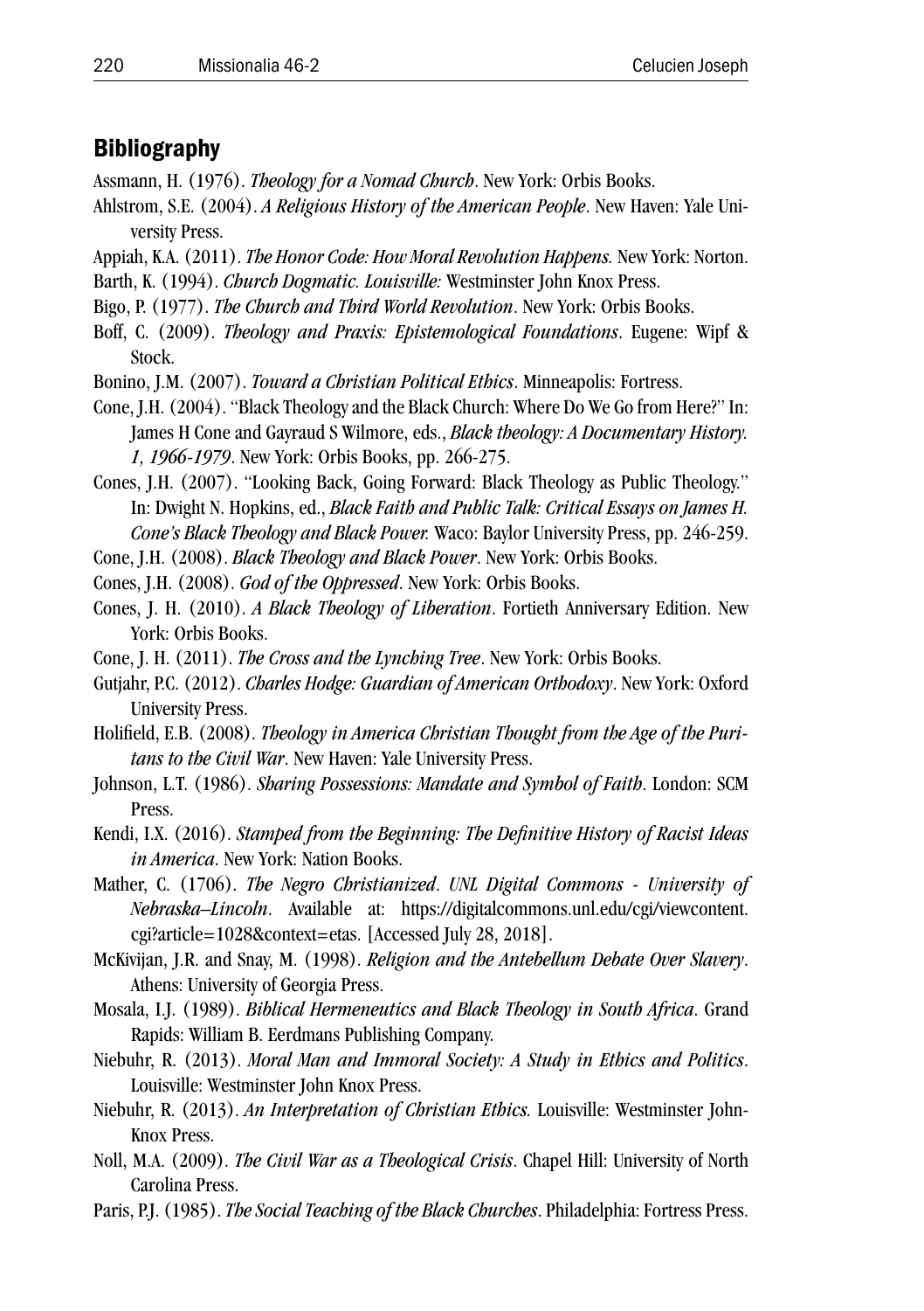## Bibliography

Assmann, H. (1976). *Theology for a Nomad Church*. New York: Orbis Books.

Ahlstrom, S.E. (2004). *A Religious History of the American People*. New Haven: Yale University Press.

Appiah, K.A. (2011). *The Honor Code: How Moral Revolution Happens.* New York: Norton.

Barth, K. (1994). *Church Dogmatic. Louisville:* Westminster John Knox Press.

Bigo, P. (1977). *The Church and Third World Revolution*. New York: Orbis Books.

Boff, C. (2009). *Theology and Praxis: Epistemological Foundations*. Eugene: Wipf & Stock.

Bonino, J.M. (2007). *Toward a Christian Political Ethics*. Minneapolis: Fortress.

Cone, J.H. (2004). "Black Theology and the Black Church: Where Do We Go from Here?" In: James H Cone and Gayraud S Wilmore, eds., *Black theology: A Documentary History. 1, 1966-1979*. New York: Orbis Books, pp. 266-275.

Cones, J.H. (2007). "Looking Back, Going Forward: Black Theology as Public Theology." In: Dwight N. Hopkins, ed., *Black Faith and Public Talk: Critical Essays on James H. Cone's Black Theology and Black Power.* Waco: Baylor University Press, pp. 246-259.

Cone, J.H. (2008). *Black Theology and Black Power*. New York: Orbis Books.

Cones, J.H. (2008). *God of the Oppressed*. New York: Orbis Books.

Cones, J. H. (2010). *A Black Theology of Liberation*. Fortieth Anniversary Edition. New York: Orbis Books.

Cone, J. H. (2011). *The Cross and the Lynching Tree*. New York: Orbis Books.

Gutjahr, P.C. (2012). *Charles Hodge: Guardian of American Orthodoxy*. New York: Oxford University Press.

Holifield, E.B. (2008). *Theology in America Christian Thought from the Age of the Puritans to the Civil War*. New Haven: Yale University Press.

Johnson, L.T. (1986). *Sharing Possessions: Mandate and Symbol of Faith*. London: SCM Press.

Kendi, I.X. (2016). *Stamped from the Beginning: The Definitive History of Racist Ideas in America*. New York: Nation Books.

Mather, C. (1706). *The Negro Christianized*. *UNL Digital Commons - University of Nebraska–Lincoln*. Available at: https://digitalcommons.unl.edu/cgi/viewcontent.cgi?article=1028&context=etas. [Accessed July 28, 2018].

McKivijan, J.R. and Snay, M. (1998). *Religion and the Antebellum Debate Over Slavery*. Athens: University of Georgia Press.

Mosala, I.J. (1989). *Biblical Hermeneutics and Black Theology in South Africa.* Grand Rapids: William B. Eerdmans Publishing Company.

Niebuhr, R. (2013). *Moral Man and Immoral Society: A Study in Ethics and Politics*. Louisville: Westminster John Knox Press.

Niebuhr, R. (2013). *An Interpretation of Christian Ethics.* Louisville: Westminster John-Knox Press.

Noll, M.A. (2009). *The Civil War as a Theological Crisis*. Chapel Hill: University of North Carolina Press.

Paris, P.J. (1985). *The Social Teaching of the Black Churches*. Philadelphia: Fortress Press.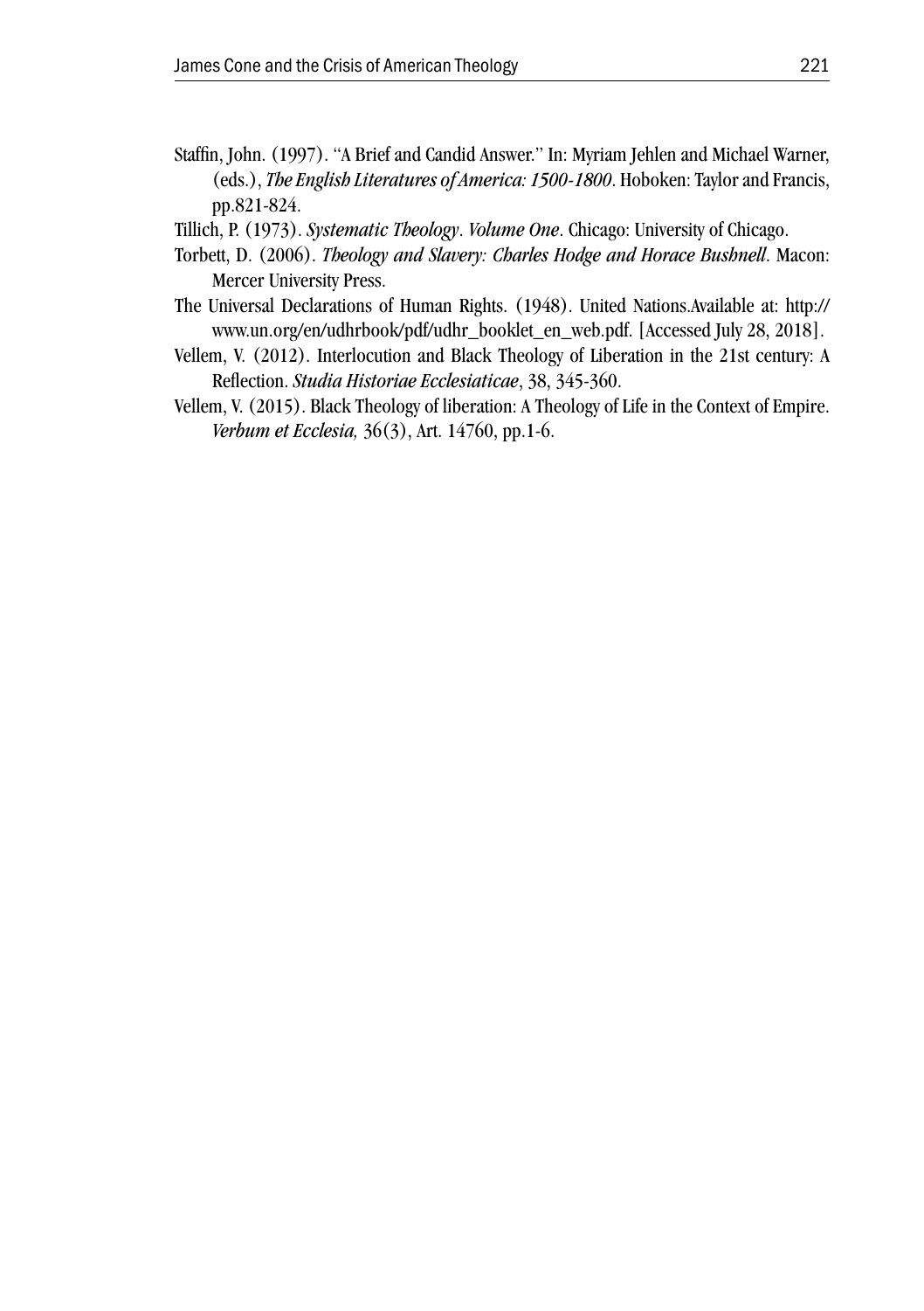Staffin, John. (1997). "A Brief and Candid Answer." In: Myriam Jehlen and Michael Warner, (eds.), *The English Literatures of America: 1500-1800*. Hoboken: Taylor and Francis, pp.821-824.

Tillich, P. (1973). *Systematic Theology*. *Volume One*. Chicago: University of Chicago.

Torbett, D. (2006). *Theology and Slavery: Charles Hodge and Horace Bushnell*. Macon: Mercer University Press.

The Universal Declarations of Human Rights. (1948). United Nations.Available at: http://www.un.org/en/udhrbook/pdf/udhr_booklet_en_web.pdf. [Accessed July 28, 2018].

Vellem, V. (2012). Interlocution and Black Theology of Liberation in the 21st century: A Reflection. *Studia Historiae Ecclesiaticae*, 38, 345-360.

Vellem, V. (2015). Black Theology of liberation: A Theology of Life in the Context of Empire. *Verbum et Ecclesia,* 36(3), Art. 14760, pp.1-6.